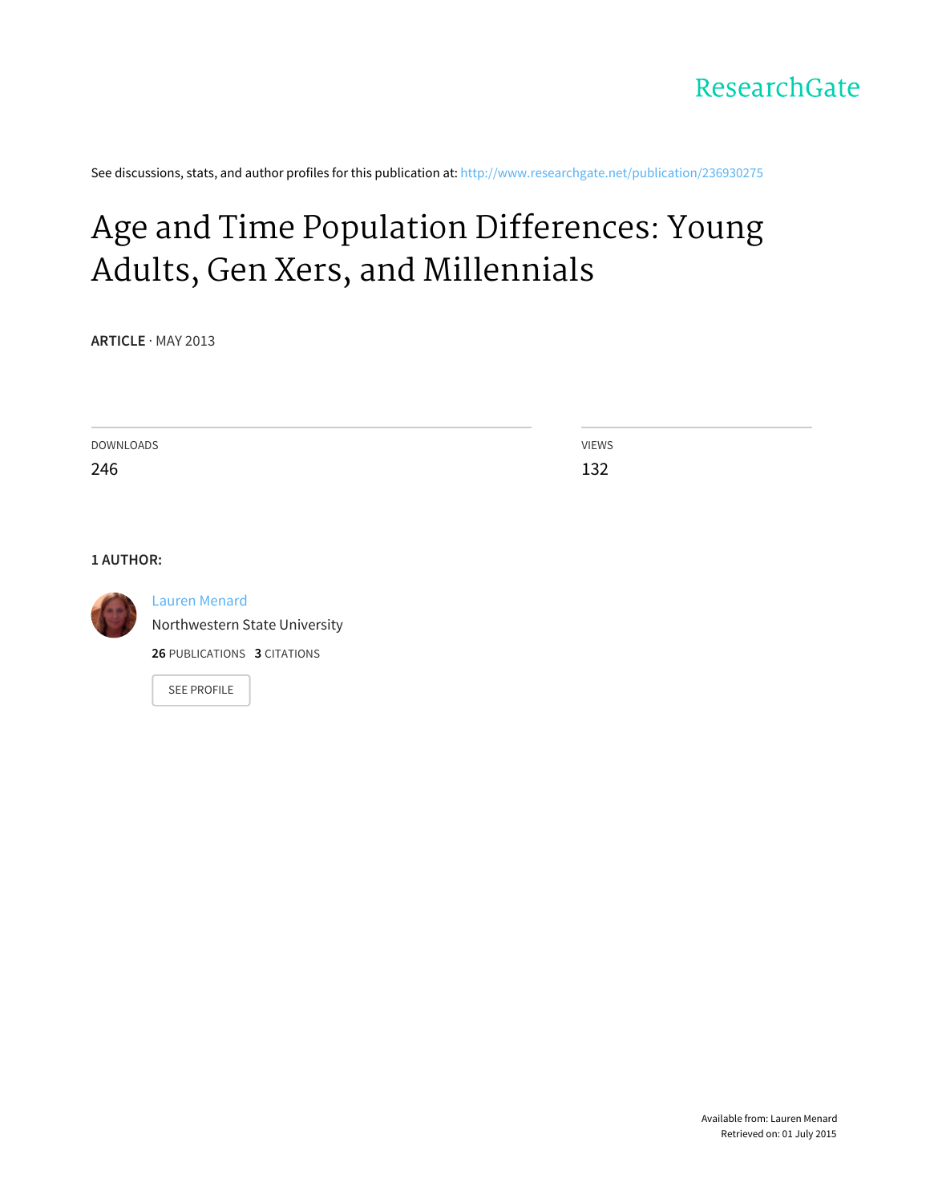ResearchGate

See discussions, stats, and author profiles for this publication at: http://www.researchgate.net/publication/236930275

# Age and Time Population Differences: Young Adults, Gen Xers, and Millennials

**ARTICLE** · MAY 2013

DOWNLOADS
246

VIEWS
132

**1 AUTHOR:**

Lauren Menard
Northwestern State University

**26** PUBLICATIONS **3** CITATIONS

SEE PROFILE

Available from: Lauren Menard
Retrieved on: 01 July 2015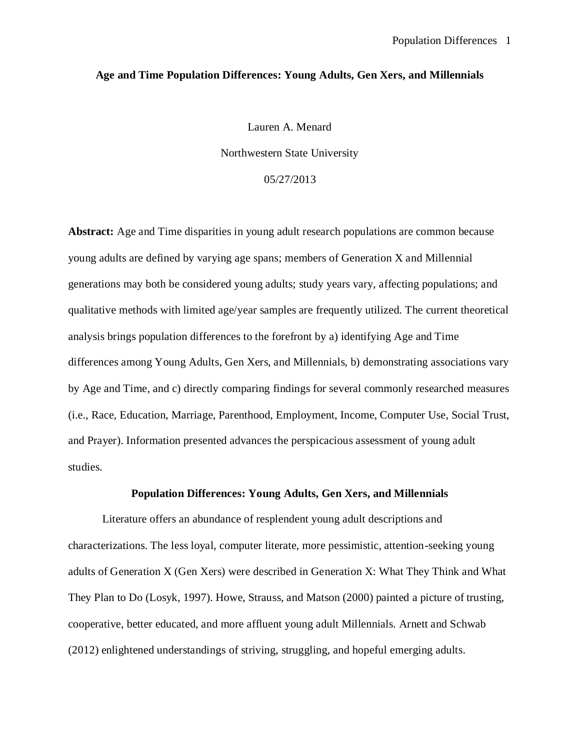**Age and Time Population Differences: Young Adults, Gen Xers, and Millennials**

Lauren A. Menard

Northwestern State University

05/27/2013

**Abstract:** Age and Time disparities in young adult research populations are common because young adults are defined by varying age spans; members of Generation X and Millennial generations may both be considered young adults; study years vary, affecting populations; and qualitative methods with limited age/year samples are frequently utilized. The current theoretical analysis brings population differences to the forefront by a) identifying Age and Time differences among Young Adults, Gen Xers, and Millennials, b) demonstrating associations vary by Age and Time, and c) directly comparing findings for several commonly researched measures (i.e., Race, Education, Marriage, Parenthood, Employment, Income, Computer Use, Social Trust, and Prayer). Information presented advances the perspicacious assessment of young adult studies.

## Population Differences: Young Adults, Gen Xers, and Millennials

Literature offers an abundance of resplendent young adult descriptions and characterizations. The less loyal, computer literate, more pessimistic, attention-seeking young adults of Generation X (Gen Xers) were described in Generation X: What They Think and What They Plan to Do (Losyk, 1997). Howe, Strauss, and Matson (2000) painted a picture of trusting, cooperative, better educated, and more affluent young adult Millennials. Arnett and Schwab (2012) enlightened understandings of striving, struggling, and hopeful emerging adults.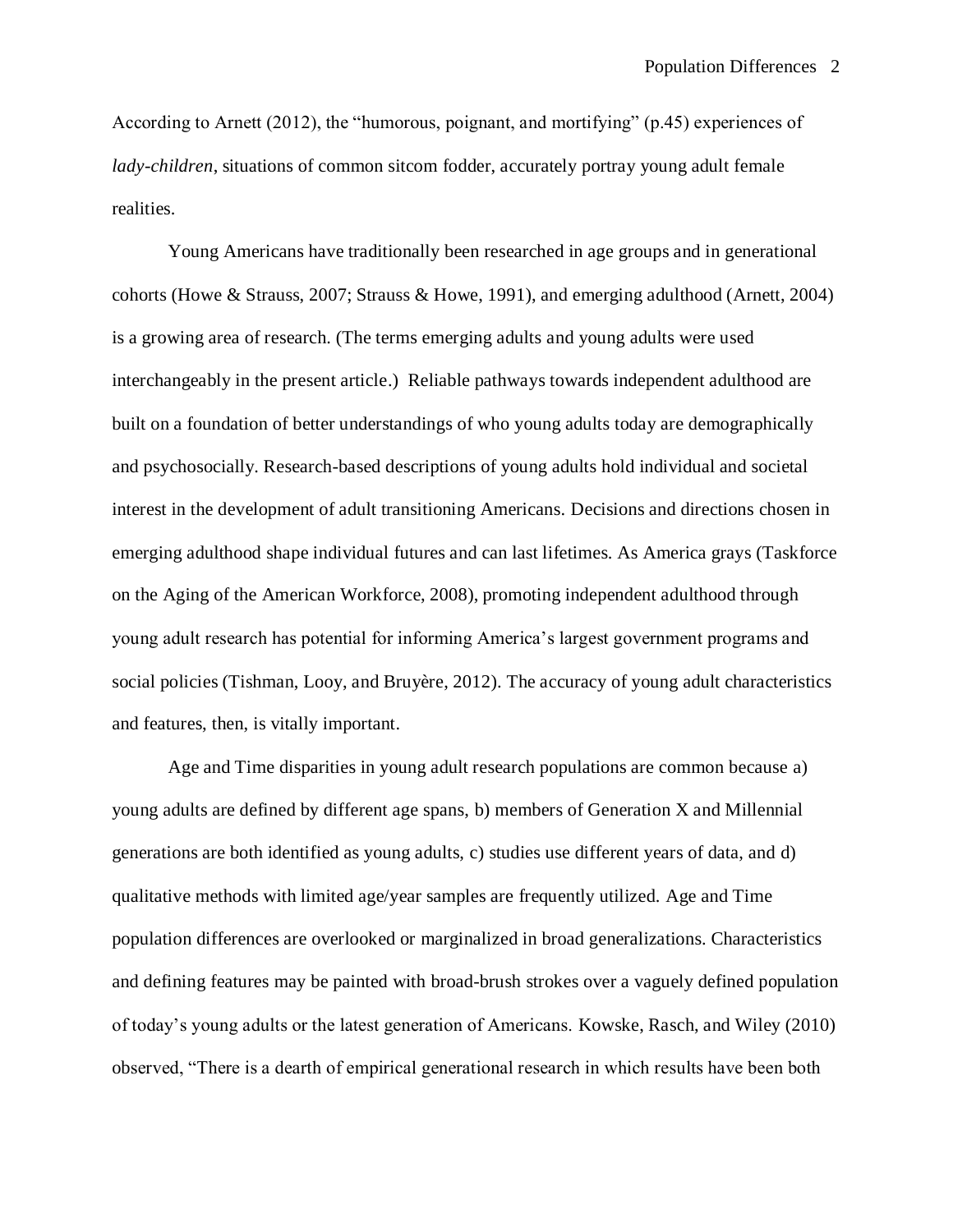According to Arnett (2012), the "humorous, poignant, and mortifying" (p.45) experiences of *lady-children*, situations of common sitcom fodder, accurately portray young adult female realities.

Young Americans have traditionally been researched in age groups and in generational cohorts (Howe & Strauss, 2007; Strauss & Howe, 1991), and emerging adulthood (Arnett, 2004) is a growing area of research. (The terms emerging adults and young adults were used interchangeably in the present article.) Reliable pathways towards independent adulthood are built on a foundation of better understandings of who young adults today are demographically and psychosocially. Research-based descriptions of young adults hold individual and societal interest in the development of adult transitioning Americans. Decisions and directions chosen in emerging adulthood shape individual futures and can last lifetimes. As America grays (Taskforce on the Aging of the American Workforce, 2008), promoting independent adulthood through young adult research has potential for informing America's largest government programs and social policies (Tishman, Looy, and Bruyère, 2012). The accuracy of young adult characteristics and features, then, is vitally important.

Age and Time disparities in young adult research populations are common because a) young adults are defined by different age spans, b) members of Generation X and Millennial generations are both identified as young adults, c) studies use different years of data, and d) qualitative methods with limited age/year samples are frequently utilized. Age and Time population differences are overlooked or marginalized in broad generalizations. Characteristics and defining features may be painted with broad-brush strokes over a vaguely defined population of today's young adults or the latest generation of Americans. Kowske, Rasch, and Wiley (2010) observed, "There is a dearth of empirical generational research in which results have been both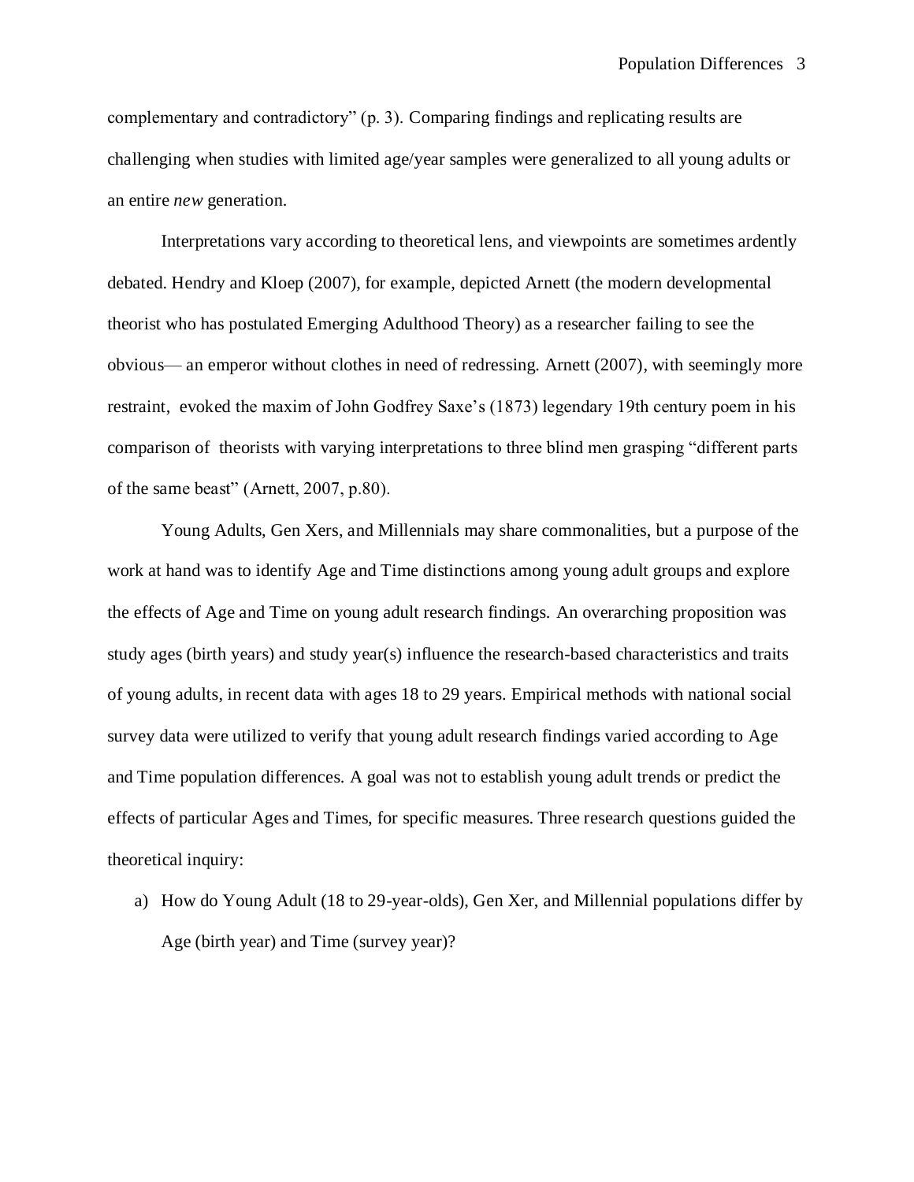complementary and contradictory" (p. 3). Comparing findings and replicating results are challenging when studies with limited age/year samples were generalized to all young adults or an entire *new* generation.

Interpretations vary according to theoretical lens, and viewpoints are sometimes ardently debated. Hendry and Kloep (2007), for example, depicted Arnett (the modern developmental theorist who has postulated Emerging Adulthood Theory) as a researcher failing to see the obvious— an emperor without clothes in need of redressing. Arnett (2007), with seemingly more restraint, evoked the maxim of John Godfrey Saxe's (1873) legendary 19th century poem in his comparison of theorists with varying interpretations to three blind men grasping "different parts of the same beast" (Arnett, 2007, p.80).

Young Adults, Gen Xers, and Millennials may share commonalities, but a purpose of the work at hand was to identify Age and Time distinctions among young adult groups and explore the effects of Age and Time on young adult research findings. An overarching proposition was study ages (birth years) and study year(s) influence the research-based characteristics and traits of young adults, in recent data with ages 18 to 29 years. Empirical methods with national social survey data were utilized to verify that young adult research findings varied according to Age and Time population differences. A goal was not to establish young adult trends or predict the effects of particular Ages and Times, for specific measures. Three research questions guided the theoretical inquiry:

a) How do Young Adult (18 to 29-year-olds), Gen Xer, and Millennial populations differ by Age (birth year) and Time (survey year)?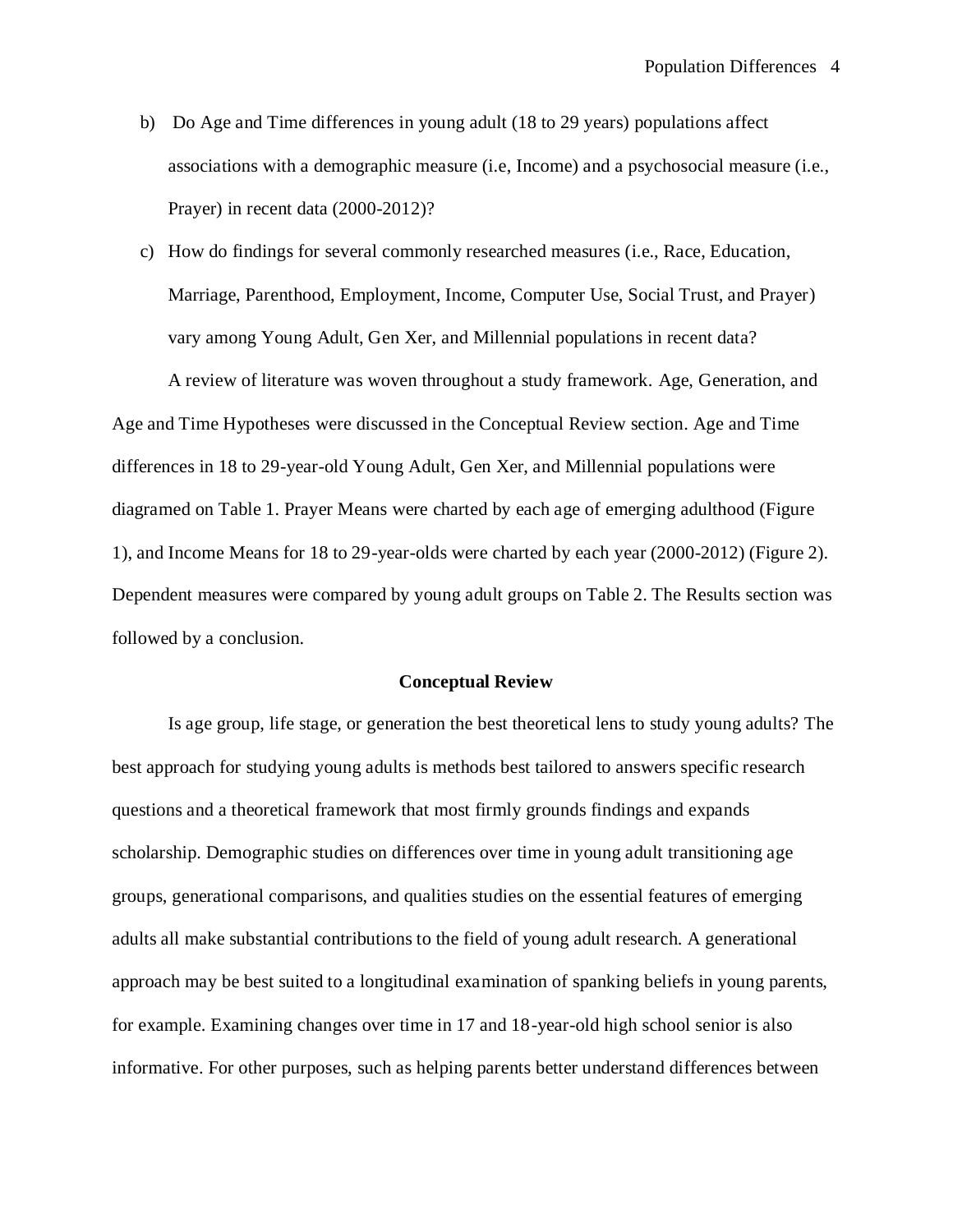b) Do Age and Time differences in young adult (18 to 29 years) populations affect associations with a demographic measure (i.e, Income) and a psychosocial measure (i.e., Prayer) in recent data (2000-2012)?

c) How do findings for several commonly researched measures (i.e., Race, Education, Marriage, Parenthood, Employment, Income, Computer Use, Social Trust, and Prayer) vary among Young Adult, Gen Xer, and Millennial populations in recent data?

A review of literature was woven throughout a study framework. Age, Generation, and Age and Time Hypotheses were discussed in the Conceptual Review section. Age and Time differences in 18 to 29-year-old Young Adult, Gen Xer, and Millennial populations were diagramed on Table 1. Prayer Means were charted by each age of emerging adulthood (Figure 1), and Income Means for 18 to 29-year-olds were charted by each year (2000-2012) (Figure 2). Dependent measures were compared by young adult groups on Table 2. The Results section was followed by a conclusion.

### Conceptual Review

Is age group, life stage, or generation the best theoretical lens to study young adults? The best approach for studying young adults is methods best tailored to answers specific research questions and a theoretical framework that most firmly grounds findings and expands scholarship. Demographic studies on differences over time in young adult transitioning age groups, generational comparisons, and qualities studies on the essential features of emerging adults all make substantial contributions to the field of young adult research. A generational approach may be best suited to a longitudinal examination of spanking beliefs in young parents, for example. Examining changes over time in 17 and 18-year-old high school senior is also informative. For other purposes, such as helping parents better understand differences between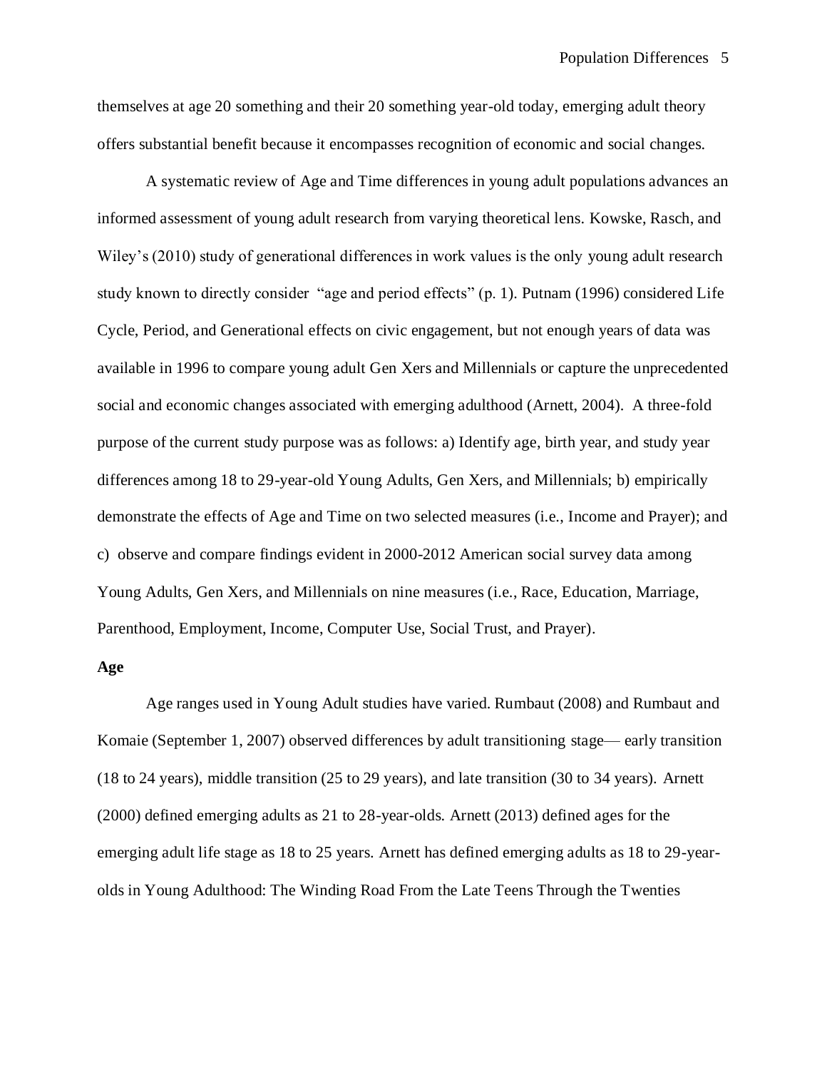themselves at age 20 something and their 20 something year-old today, emerging adult theory offers substantial benefit because it encompasses recognition of economic and social changes.

A systematic review of Age and Time differences in young adult populations advances an informed assessment of young adult research from varying theoretical lens. Kowske, Rasch, and Wiley's (2010) study of generational differences in work values is the only young adult research study known to directly consider "age and period effects" (p. 1). Putnam (1996) considered Life Cycle, Period, and Generational effects on civic engagement, but not enough years of data was available in 1996 to compare young adult Gen Xers and Millennials or capture the unprecedented social and economic changes associated with emerging adulthood (Arnett, 2004). A three-fold purpose of the current study purpose was as follows: a) Identify age, birth year, and study year differences among 18 to 29-year-old Young Adults, Gen Xers, and Millennials; b) empirically demonstrate the effects of Age and Time on two selected measures (i.e., Income and Prayer); and c) observe and compare findings evident in 2000-2012 American social survey data among Young Adults, Gen Xers, and Millennials on nine measures (i.e., Race, Education, Marriage, Parenthood, Employment, Income, Computer Use, Social Trust, and Prayer).

**Age**

Age ranges used in Young Adult studies have varied. Rumbaut (2008) and Rumbaut and Komaie (September 1, 2007) observed differences by adult transitioning stage— early transition (18 to 24 years), middle transition (25 to 29 years), and late transition (30 to 34 years). Arnett (2000) defined emerging adults as 21 to 28-year-olds. Arnett (2013) defined ages for the emerging adult life stage as 18 to 25 years. Arnett has defined emerging adults as 18 to 29-year-olds in Young Adulthood: The Winding Road From the Late Teens Through the Twenties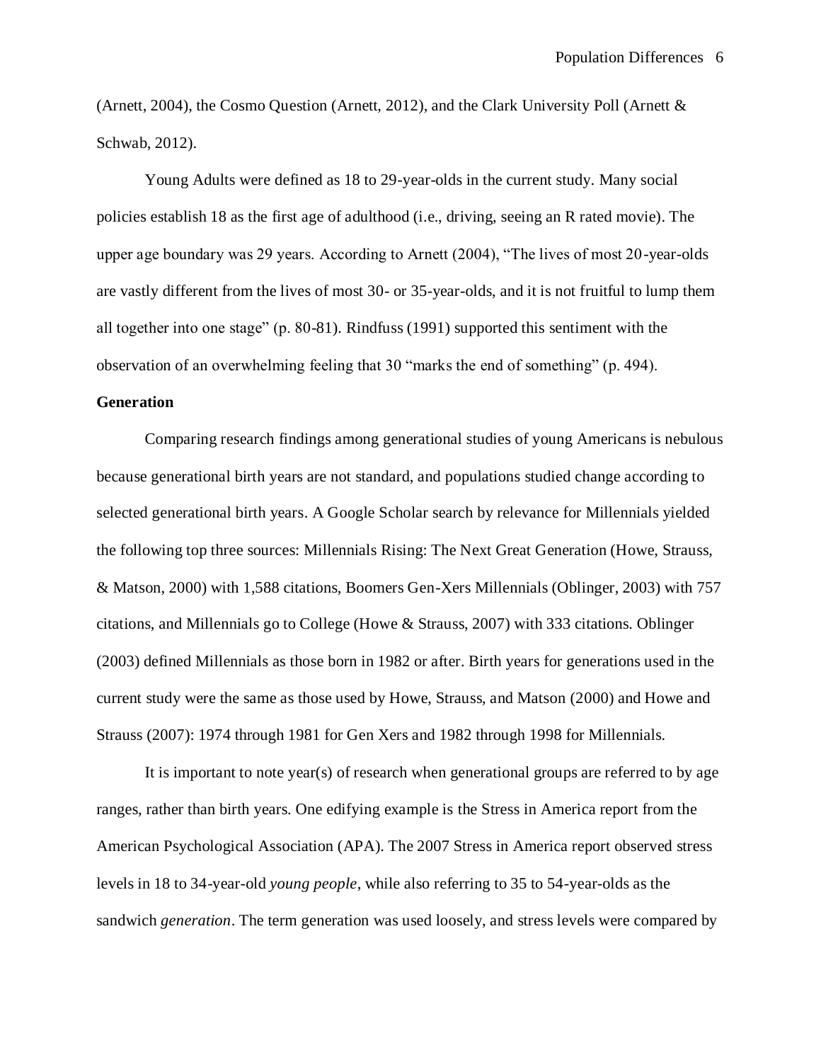(Arnett, 2004), the Cosmo Question (Arnett, 2012), and the Clark University Poll (Arnett & Schwab, 2012).

Young Adults were defined as 18 to 29-year-olds in the current study. Many social policies establish 18 as the first age of adulthood (i.e., driving, seeing an R rated movie). The upper age boundary was 29 years. According to Arnett (2004), "The lives of most 20-year-olds are vastly different from the lives of most 30- or 35-year-olds, and it is not fruitful to lump them all together into one stage" (p. 80-81). Rindfuss (1991) supported this sentiment with the observation of an overwhelming feeling that 30 "marks the end of something" (p. 494).

**Generation**

Comparing research findings among generational studies of young Americans is nebulous because generational birth years are not standard, and populations studied change according to selected generational birth years. A Google Scholar search by relevance for Millennials yielded the following top three sources: Millennials Rising: The Next Great Generation (Howe, Strauss, & Matson, 2000) with 1,588 citations, Boomers Gen-Xers Millennials (Oblinger, 2003) with 757 citations, and Millennials go to College (Howe & Strauss, 2007) with 333 citations. Oblinger (2003) defined Millennials as those born in 1982 or after. Birth years for generations used in the current study were the same as those used by Howe, Strauss, and Matson (2000) and Howe and Strauss (2007): 1974 through 1981 for Gen Xers and 1982 through 1998 for Millennials.

It is important to note year(s) of research when generational groups are referred to by age ranges, rather than birth years. One edifying example is the Stress in America report from the American Psychological Association (APA). The 2007 Stress in America report observed stress levels in 18 to 34-year-old *young people*, while also referring to 35 to 54-year-olds as the sandwich *generation*. The term generation was used loosely, and stress levels were compared by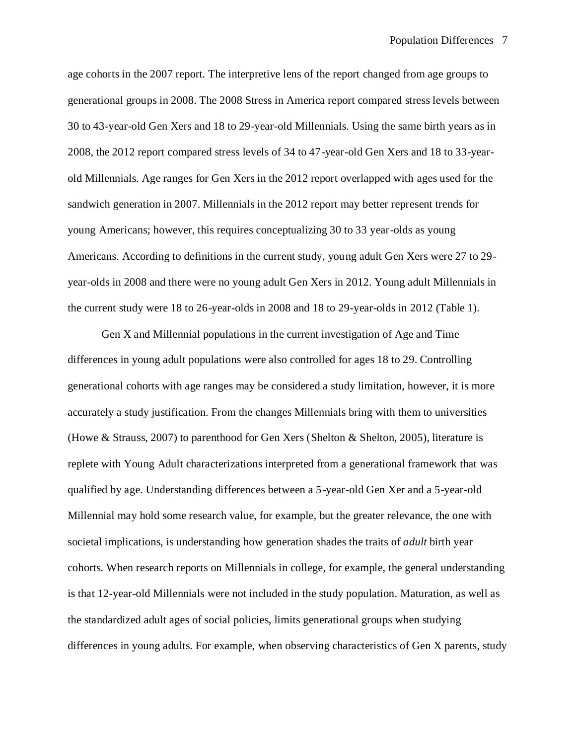age cohorts in the 2007 report. The interpretive lens of the report changed from age groups to generational groups in 2008. The 2008 Stress in America report compared stress levels between 30 to 43-year-old Gen Xers and 18 to 29-year-old Millennials. Using the same birth years as in 2008, the 2012 report compared stress levels of 34 to 47-year-old Gen Xers and 18 to 33-year-old Millennials. Age ranges for Gen Xers in the 2012 report overlapped with ages used for the sandwich generation in 2007. Millennials in the 2012 report may better represent trends for young Americans; however, this requires conceptualizing 30 to 33 year-olds as young Americans. According to definitions in the current study, young adult Gen Xers were 27 to 29-year-olds in 2008 and there were no young adult Gen Xers in 2012. Young adult Millennials in the current study were 18 to 26-year-olds in 2008 and 18 to 29-year-olds in 2012 (Table 1).

Gen X and Millennial populations in the current investigation of Age and Time differences in young adult populations were also controlled for ages 18 to 29. Controlling generational cohorts with age ranges may be considered a study limitation, however, it is more accurately a study justification. From the changes Millennials bring with them to universities (Howe & Strauss, 2007) to parenthood for Gen Xers (Shelton & Shelton, 2005), literature is replete with Young Adult characterizations interpreted from a generational framework that was qualified by age. Understanding differences between a 5-year-old Gen Xer and a 5-year-old Millennial may hold some research value, for example, but the greater relevance, the one with societal implications, is understanding how generation shades the traits of *adult* birth year cohorts. When research reports on Millennials in college, for example, the general understanding is that 12-year-old Millennials were not included in the study population. Maturation, as well as the standardized adult ages of social policies, limits generational groups when studying differences in young adults. For example, when observing characteristics of Gen X parents, study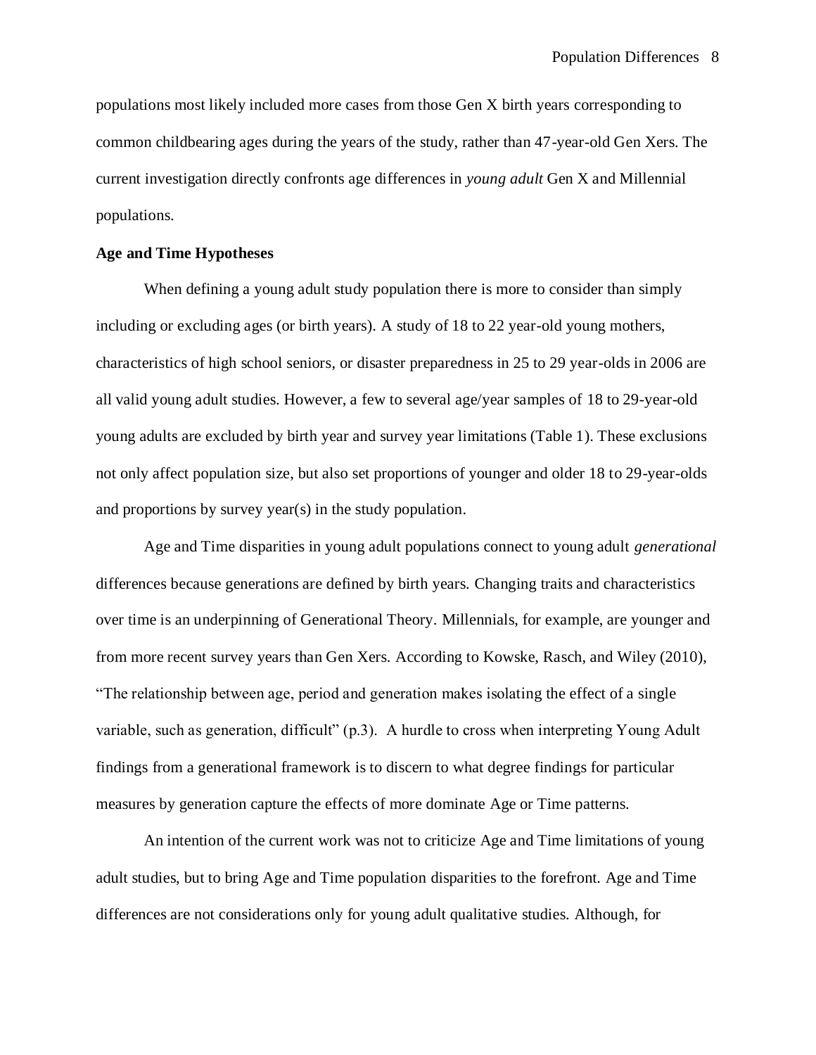populations most likely included more cases from those Gen X birth years corresponding to common childbearing ages during the years of the study, rather than 47-year-old Gen Xers. The current investigation directly confronts age differences in *young adult* Gen X and Millennial populations.

**Age and Time Hypotheses**

When defining a young adult study population there is more to consider than simply including or excluding ages (or birth years). A study of 18 to 22 year-old young mothers, characteristics of high school seniors, or disaster preparedness in 25 to 29 year-olds in 2006 are all valid young adult studies. However, a few to several age/year samples of 18 to 29-year-old young adults are excluded by birth year and survey year limitations (Table 1). These exclusions not only affect population size, but also set proportions of younger and older 18 to 29-year-olds and proportions by survey year(s) in the study population.

Age and Time disparities in young adult populations connect to young adult *generational* differences because generations are defined by birth years. Changing traits and characteristics over time is an underpinning of Generational Theory. Millennials, for example, are younger and from more recent survey years than Gen Xers. According to Kowske, Rasch, and Wiley (2010), "The relationship between age, period and generation makes isolating the effect of a single variable, such as generation, difficult" (p.3). A hurdle to cross when interpreting Young Adult findings from a generational framework is to discern to what degree findings for particular measures by generation capture the effects of more dominate Age or Time patterns.

An intention of the current work was not to criticize Age and Time limitations of young adult studies, but to bring Age and Time population disparities to the forefront. Age and Time differences are not considerations only for young adult qualitative studies. Although, for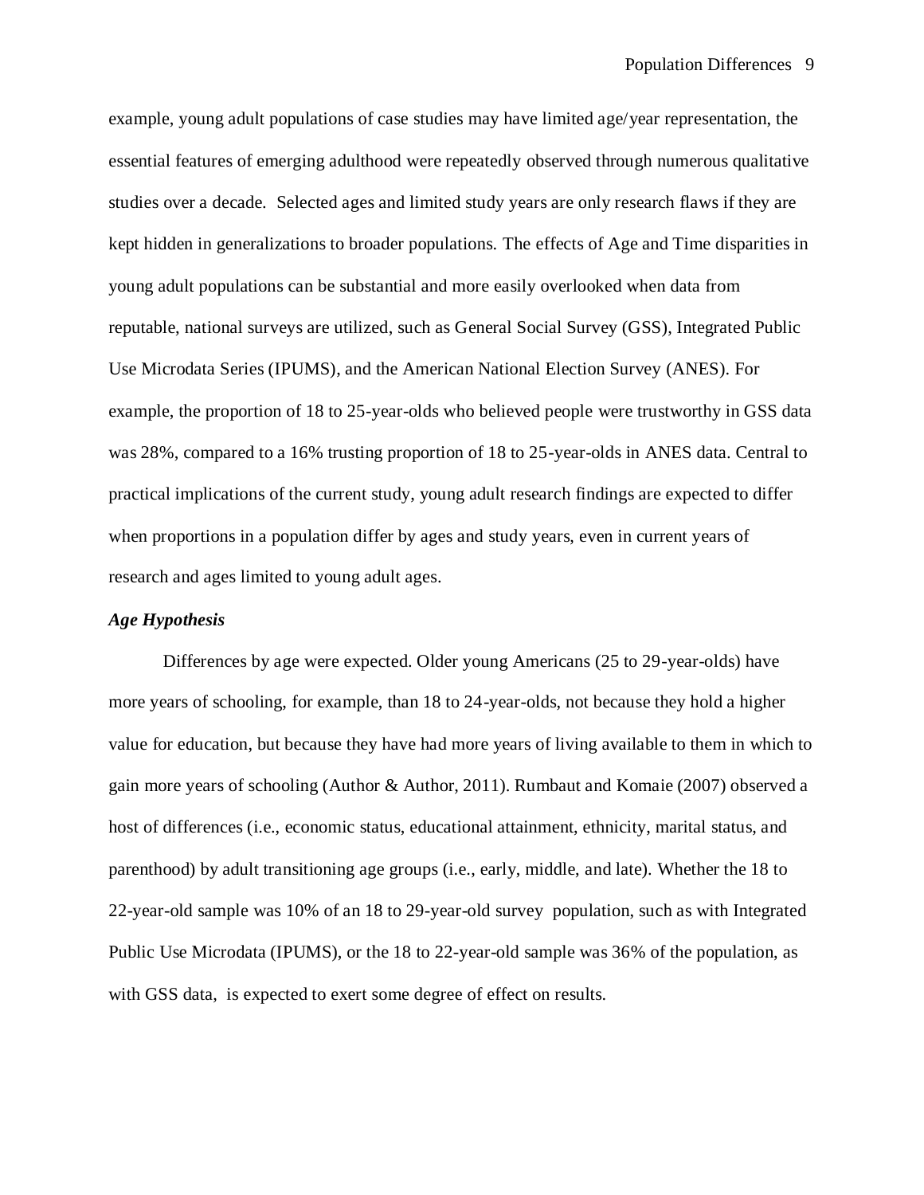example, young adult populations of case studies may have limited age/year representation, the essential features of emerging adulthood were repeatedly observed through numerous qualitative studies over a decade. Selected ages and limited study years are only research flaws if they are kept hidden in generalizations to broader populations. The effects of Age and Time disparities in young adult populations can be substantial and more easily overlooked when data from reputable, national surveys are utilized, such as General Social Survey (GSS), Integrated Public Use Microdata Series (IPUMS), and the American National Election Survey (ANES). For example, the proportion of 18 to 25-year-olds who believed people were trustworthy in GSS data was 28%, compared to a 16% trusting proportion of 18 to 25-year-olds in ANES data. Central to practical implications of the current study, young adult research findings are expected to differ when proportions in a population differ by ages and study years, even in current years of research and ages limited to young adult ages.

### *Age Hypothesis*

Differences by age were expected. Older young Americans (25 to 29-year-olds) have more years of schooling, for example, than 18 to 24-year-olds, not because they hold a higher value for education, but because they have had more years of living available to them in which to gain more years of schooling (Author & Author, 2011). Rumbaut and Komaie (2007) observed a host of differences (i.e., economic status, educational attainment, ethnicity, marital status, and parenthood) by adult transitioning age groups (i.e., early, middle, and late). Whether the 18 to 22-year-old sample was 10% of an 18 to 29-year-old survey population, such as with Integrated Public Use Microdata (IPUMS), or the 18 to 22-year-old sample was 36% of the population, as with GSS data, is expected to exert some degree of effect on results.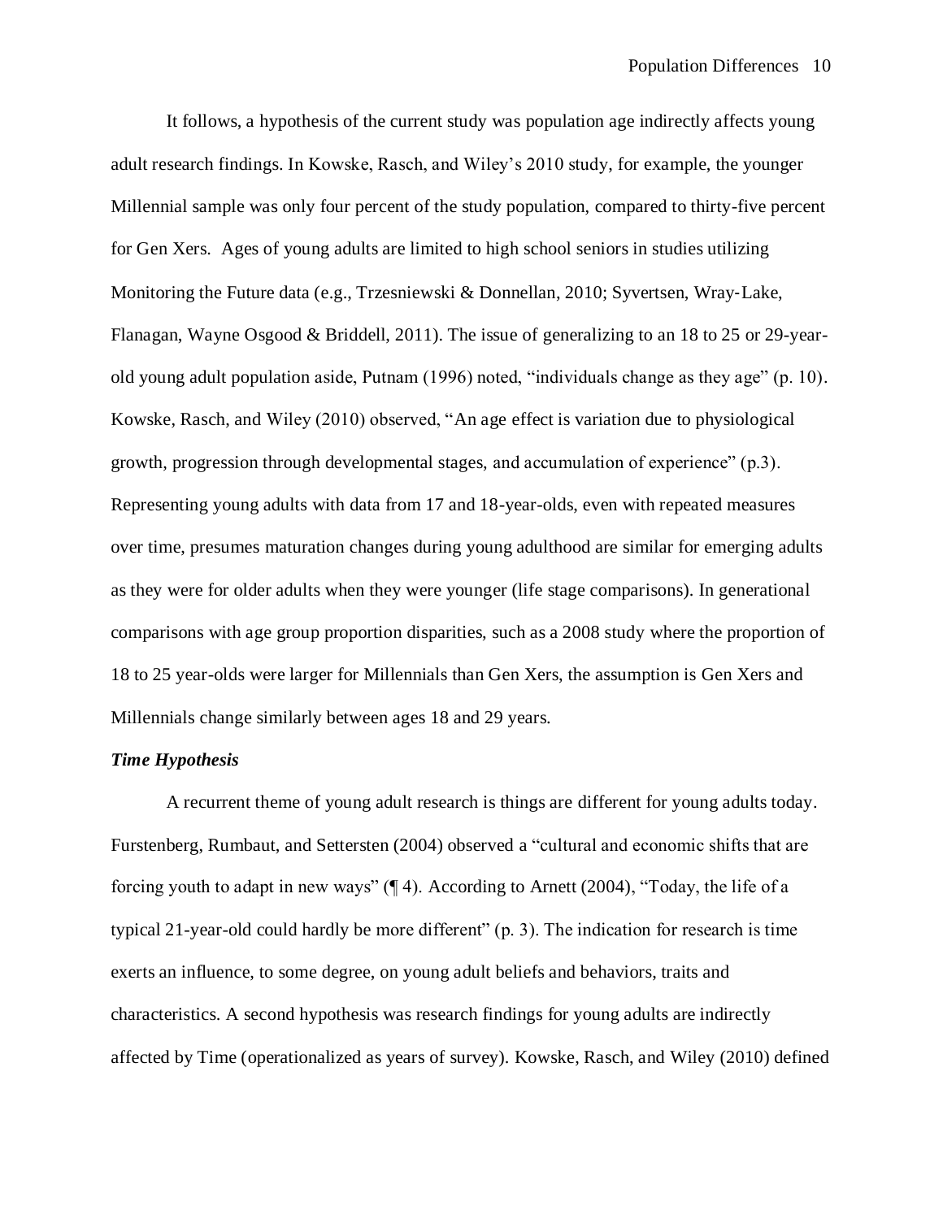It follows, a hypothesis of the current study was population age indirectly affects young adult research findings. In Kowske, Rasch, and Wiley's 2010 study, for example, the younger Millennial sample was only four percent of the study population, compared to thirty-five percent for Gen Xers. Ages of young adults are limited to high school seniors in studies utilizing Monitoring the Future data (e.g., Trzesniewski & Donnellan, 2010; Syvertsen, Wray-Lake, Flanagan, Wayne Osgood & Briddell, 2011). The issue of generalizing to an 18 to 25 or 29-year-old young adult population aside, Putnam (1996) noted, "individuals change as they age" (p. 10). Kowske, Rasch, and Wiley (2010) observed, "An age effect is variation due to physiological growth, progression through developmental stages, and accumulation of experience" (p.3). Representing young adults with data from 17 and 18-year-olds, even with repeated measures over time, presumes maturation changes during young adulthood are similar for emerging adults as they were for older adults when they were younger (life stage comparisons). In generational comparisons with age group proportion disparities, such as a 2008 study where the proportion of 18 to 25 year-olds were larger for Millennials than Gen Xers, the assumption is Gen Xers and Millennials change similarly between ages 18 and 29 years.

***Time Hypothesis***

A recurrent theme of young adult research is things are different for young adults today. Furstenberg, Rumbaut, and Settersten (2004) observed a "cultural and economic shifts that are forcing youth to adapt in new ways" (¶ 4). According to Arnett (2004), "Today, the life of a typical 21-year-old could hardly be more different" (p. 3). The indication for research is time exerts an influence, to some degree, on young adult beliefs and behaviors, traits and characteristics. A second hypothesis was research findings for young adults are indirectly affected by Time (operationalized as years of survey). Kowske, Rasch, and Wiley (2010) defined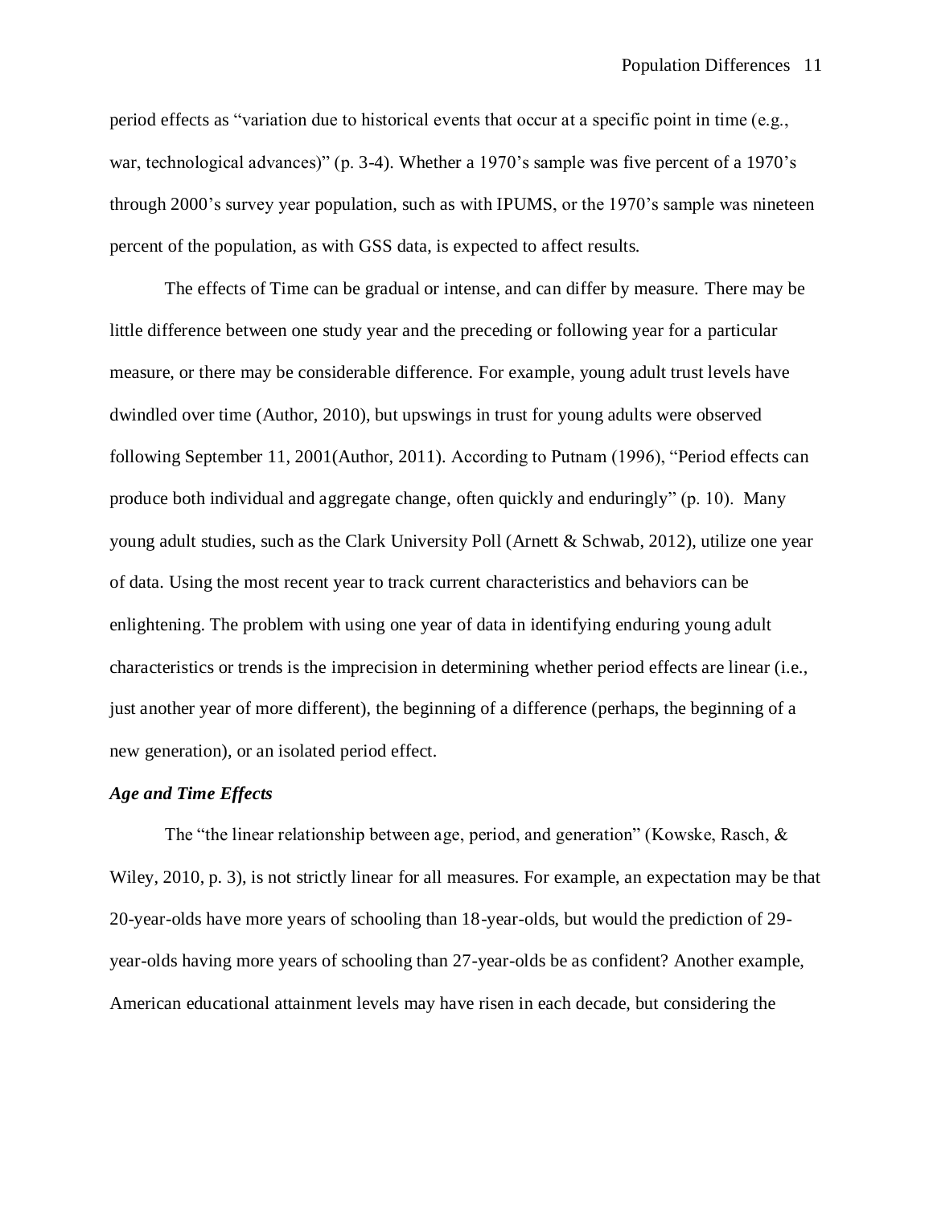period effects as "variation due to historical events that occur at a specific point in time (e.g., war, technological advances)" (p. 3-4). Whether a 1970's sample was five percent of a 1970's through 2000's survey year population, such as with IPUMS, or the 1970's sample was nineteen percent of the population, as with GSS data, is expected to affect results.

The effects of Time can be gradual or intense, and can differ by measure. There may be little difference between one study year and the preceding or following year for a particular measure, or there may be considerable difference. For example, young adult trust levels have dwindled over time (Author, 2010), but upswings in trust for young adults were observed following September 11, 2001(Author, 2011). According to Putnam (1996), "Period effects can produce both individual and aggregate change, often quickly and enduringly" (p. 10). Many young adult studies, such as the Clark University Poll (Arnett & Schwab, 2012), utilize one year of data. Using the most recent year to track current characteristics and behaviors can be enlightening. The problem with using one year of data in identifying enduring young adult characteristics or trends is the imprecision in determining whether period effects are linear (i.e., just another year of more different), the beginning of a difference (perhaps, the beginning of a new generation), or an isolated period effect.

***Age and Time Effects***

The "the linear relationship between age, period, and generation" (Kowske, Rasch, & Wiley, 2010, p. 3), is not strictly linear for all measures. For example, an expectation may be that 20-year-olds have more years of schooling than 18-year-olds, but would the prediction of 29-year-olds having more years of schooling than 27-year-olds be as confident? Another example, American educational attainment levels may have risen in each decade, but considering the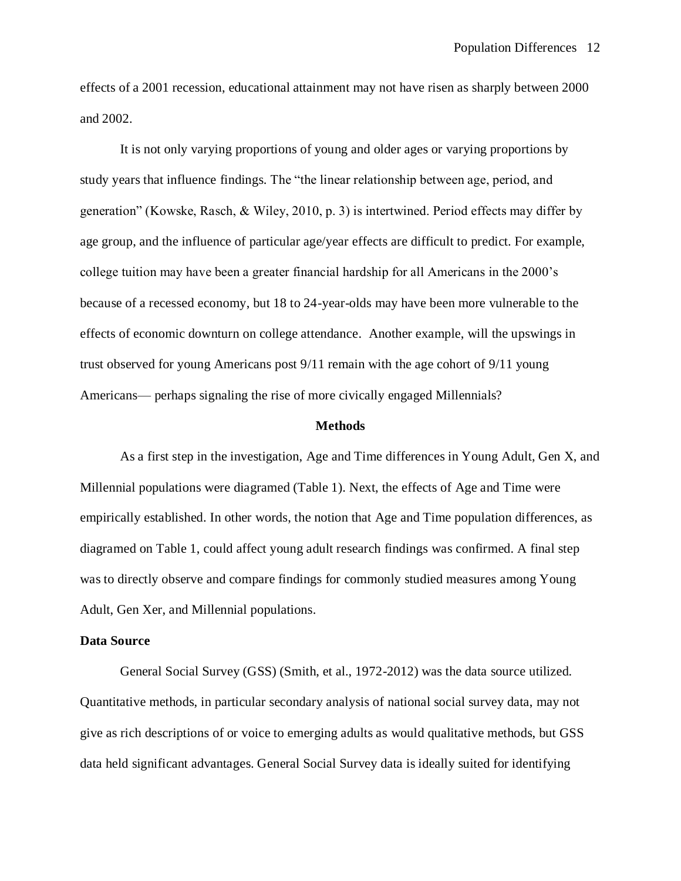effects of a 2001 recession, educational attainment may not have risen as sharply between 2000 and 2002.

It is not only varying proportions of young and older ages or varying proportions by study years that influence findings. The "the linear relationship between age, period, and generation" (Kowske, Rasch, & Wiley, 2010, p. 3) is intertwined. Period effects may differ by age group, and the influence of particular age/year effects are difficult to predict. For example, college tuition may have been a greater financial hardship for all Americans in the 2000's because of a recessed economy, but 18 to 24-year-olds may have been more vulnerable to the effects of economic downturn on college attendance. Another example, will the upswings in trust observed for young Americans post 9/11 remain with the age cohort of 9/11 young Americans— perhaps signaling the rise of more civically engaged Millennials?

## Methods

As a first step in the investigation, Age and Time differences in Young Adult, Gen X, and Millennial populations were diagramed (Table 1). Next, the effects of Age and Time were empirically established. In other words, the notion that Age and Time population differences, as diagramed on Table 1, could affect young adult research findings was confirmed. A final step was to directly observe and compare findings for commonly studied measures among Young Adult, Gen Xer, and Millennial populations.

### Data Source

General Social Survey (GSS) (Smith, et al., 1972-2012) was the data source utilized. Quantitative methods, in particular secondary analysis of national social survey data, may not give as rich descriptions of or voice to emerging adults as would qualitative methods, but GSS data held significant advantages. General Social Survey data is ideally suited for identifying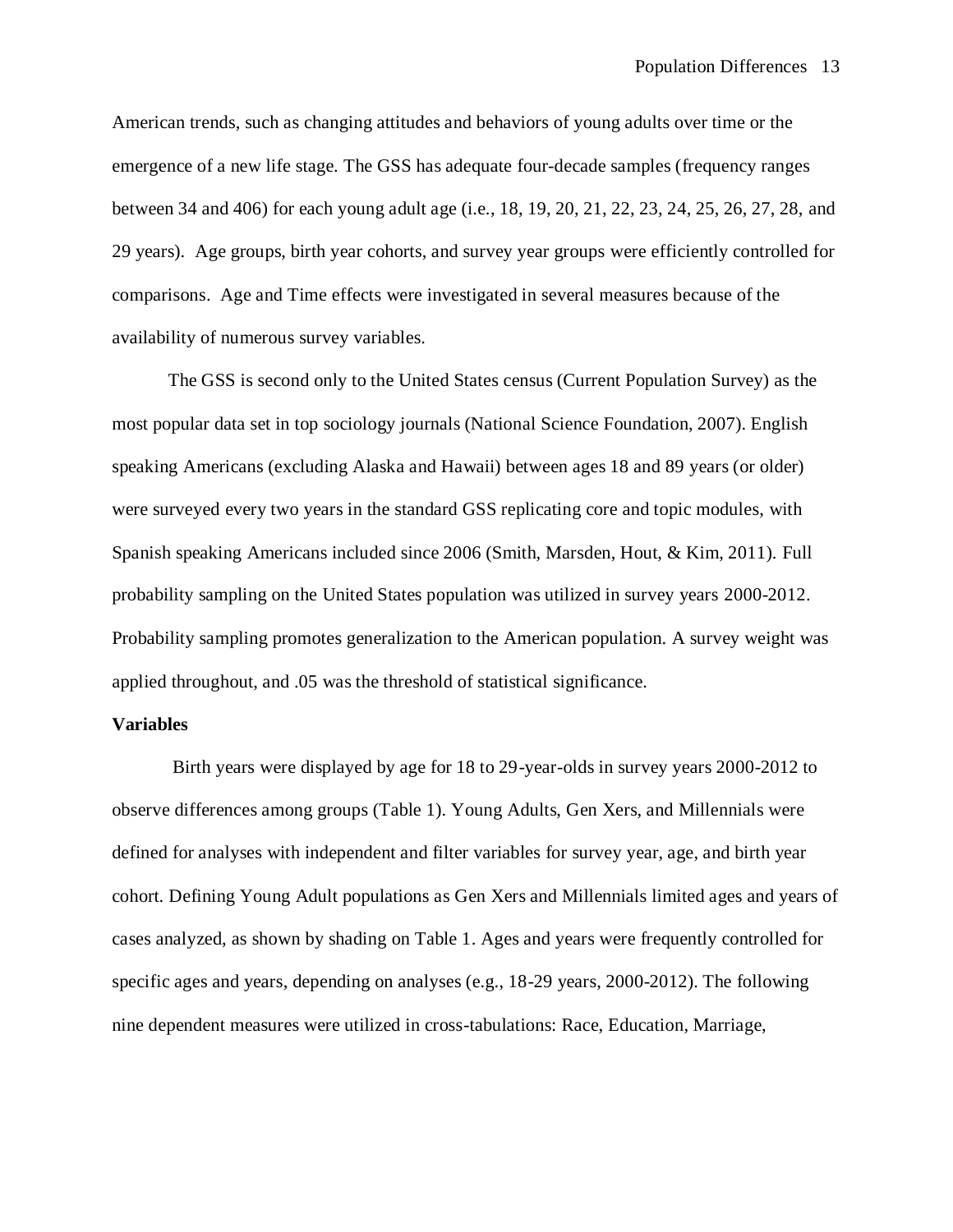American trends, such as changing attitudes and behaviors of young adults over time or the emergence of a new life stage. The GSS has adequate four-decade samples (frequency ranges between 34 and 406) for each young adult age (i.e., 18, 19, 20, 21, 22, 23, 24, 25, 26, 27, 28, and 29 years). Age groups, birth year cohorts, and survey year groups were efficiently controlled for comparisons. Age and Time effects were investigated in several measures because of the availability of numerous survey variables.

The GSS is second only to the United States census (Current Population Survey) as the most popular data set in top sociology journals (National Science Foundation, 2007). English speaking Americans (excluding Alaska and Hawaii) between ages 18 and 89 years (or older) were surveyed every two years in the standard GSS replicating core and topic modules, with Spanish speaking Americans included since 2006 (Smith, Marsden, Hout, & Kim, 2011). Full probability sampling on the United States population was utilized in survey years 2000-2012. Probability sampling promotes generalization to the American population. A survey weight was applied throughout, and .05 was the threshold of statistical significance.

**Variables**

Birth years were displayed by age for 18 to 29-year-olds in survey years 2000-2012 to observe differences among groups (Table 1). Young Adults, Gen Xers, and Millennials were defined for analyses with independent and filter variables for survey year, age, and birth year cohort. Defining Young Adult populations as Gen Xers and Millennials limited ages and years of cases analyzed, as shown by shading on Table 1. Ages and years were frequently controlled for specific ages and years, depending on analyses (e.g., 18-29 years, 2000-2012). The following nine dependent measures were utilized in cross-tabulations: Race, Education, Marriage,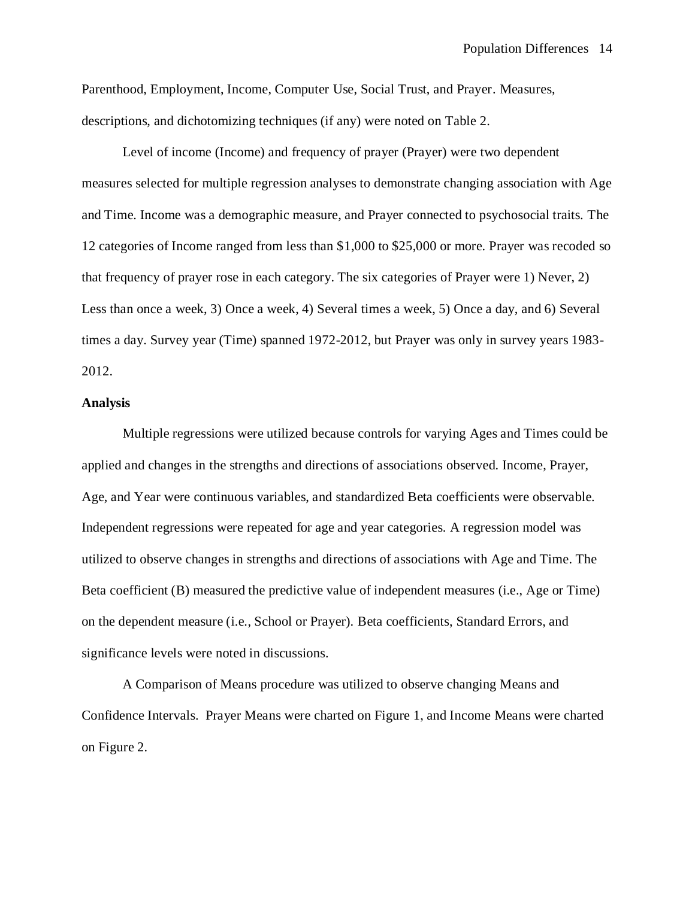Parenthood, Employment, Income, Computer Use, Social Trust, and Prayer. Measures, descriptions, and dichotomizing techniques (if any) were noted on Table 2.

Level of income (Income) and frequency of prayer (Prayer) were two dependent measures selected for multiple regression analyses to demonstrate changing association with Age and Time. Income was a demographic measure, and Prayer connected to psychosocial traits. The 12 categories of Income ranged from less than $1,000 to $25,000 or more. Prayer was recoded so that frequency of prayer rose in each category. The six categories of Prayer were 1) Never, 2) Less than once a week, 3) Once a week, 4) Several times a week, 5) Once a day, and 6) Several times a day. Survey year (Time) spanned 1972-2012, but Prayer was only in survey years 1983-2012.

**Analysis**

Multiple regressions were utilized because controls for varying Ages and Times could be applied and changes in the strengths and directions of associations observed. Income, Prayer, Age, and Year were continuous variables, and standardized Beta coefficients were observable. Independent regressions were repeated for age and year categories. A regression model was utilized to observe changes in strengths and directions of associations with Age and Time. The Beta coefficient (B) measured the predictive value of independent measures (i.e., Age or Time) on the dependent measure (i.e., School or Prayer). Beta coefficients, Standard Errors, and significance levels were noted in discussions.

A Comparison of Means procedure was utilized to observe changing Means and Confidence Intervals. Prayer Means were charted on Figure 1, and Income Means were charted on Figure 2.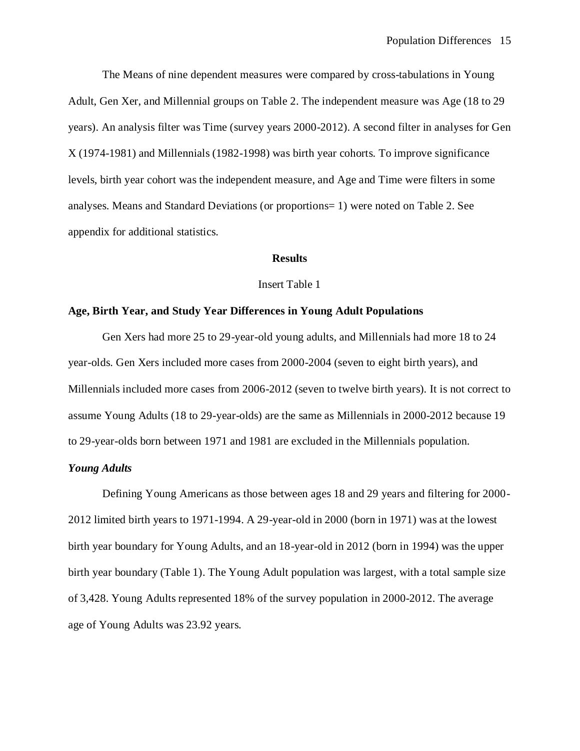The Means of nine dependent measures were compared by cross-tabulations in Young Adult, Gen Xer, and Millennial groups on Table 2. The independent measure was Age (18 to 29 years). An analysis filter was Time (survey years 2000-2012). A second filter in analyses for Gen X (1974-1981) and Millennials (1982-1998) was birth year cohorts. To improve significance levels, birth year cohort was the independent measure, and Age and Time were filters in some analyses. Means and Standard Deviations (or proportions= 1) were noted on Table 2. See appendix for additional statistics.

## Results

Insert Table 1

### Age, Birth Year, and Study Year Differences in Young Adult Populations

Gen Xers had more 25 to 29-year-old young adults, and Millennials had more 18 to 24 year-olds. Gen Xers included more cases from 2000-2004 (seven to eight birth years), and Millennials included more cases from 2006-2012 (seven to twelve birth years). It is not correct to assume Young Adults (18 to 29-year-olds) are the same as Millennials in 2000-2012 because 19 to 29-year-olds born between 1971 and 1981 are excluded in the Millennials population.

#### *Young Adults*

Defining Young Americans as those between ages 18 and 29 years and filtering for 2000-2012 limited birth years to 1971-1994. A 29-year-old in 2000 (born in 1971) was at the lowest birth year boundary for Young Adults, and an 18-year-old in 2012 (born in 1994) was the upper birth year boundary (Table 1). The Young Adult population was largest, with a total sample size of 3,428. Young Adults represented 18% of the survey population in 2000-2012. The average age of Young Adults was 23.92 years.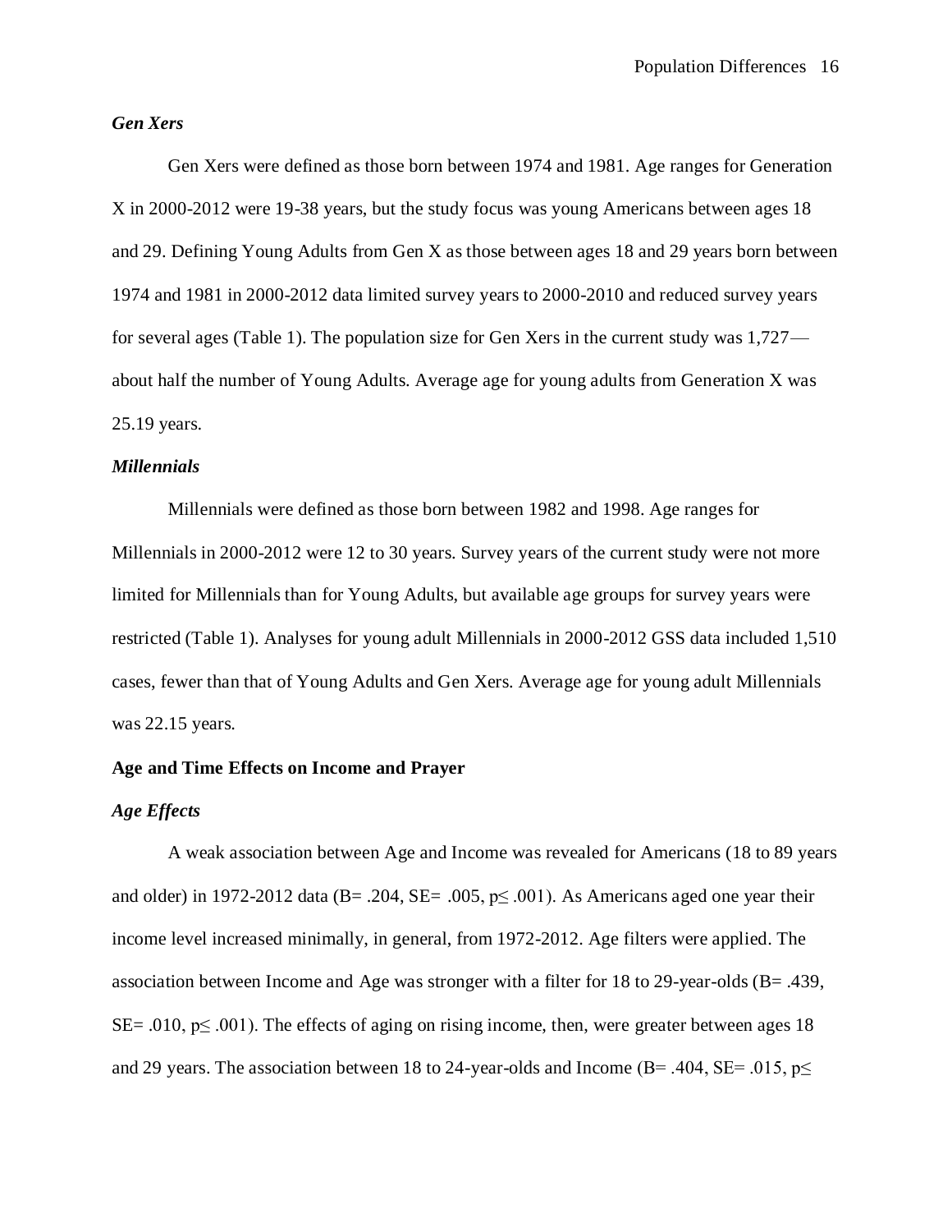### *Gen Xers*

Gen Xers were defined as those born between 1974 and 1981. Age ranges for Generation X in 2000-2012 were 19-38 years, but the study focus was young Americans between ages 18 and 29. Defining Young Adults from Gen X as those between ages 18 and 29 years born between 1974 and 1981 in 2000-2012 data limited survey years to 2000-2010 and reduced survey years for several ages (Table 1). The population size for Gen Xers in the current study was 1,727—about half the number of Young Adults. Average age for young adults from Generation X was 25.19 years.

### *Millennials*

Millennials were defined as those born between 1982 and 1998. Age ranges for Millennials in 2000-2012 were 12 to 30 years. Survey years of the current study were not more limited for Millennials than for Young Adults, but available age groups for survey years were restricted (Table 1). Analyses for young adult Millennials in 2000-2012 GSS data included 1,510 cases, fewer than that of Young Adults and Gen Xers. Average age for young adult Millennials was 22.15 years.

## Age and Time Effects on Income and Prayer

### *Age Effects*

A weak association between Age and Income was revealed for Americans (18 to 89 years and older) in 1972-2012 data ($B = .204$, $SE = .005$, $p \leq .001$). As Americans aged one year their income level increased minimally, in general, from 1972-2012. Age filters were applied. The association between Income and Age was stronger with a filter for 18 to 29-year-olds ($B = .439$, $SE = .010$, $p \leq .001$). The effects of aging on rising income, then, were greater between ages 18 and 29 years. The association between 18 to 24-year-olds and Income ($B = .404$, $SE = .015$, $p \leq$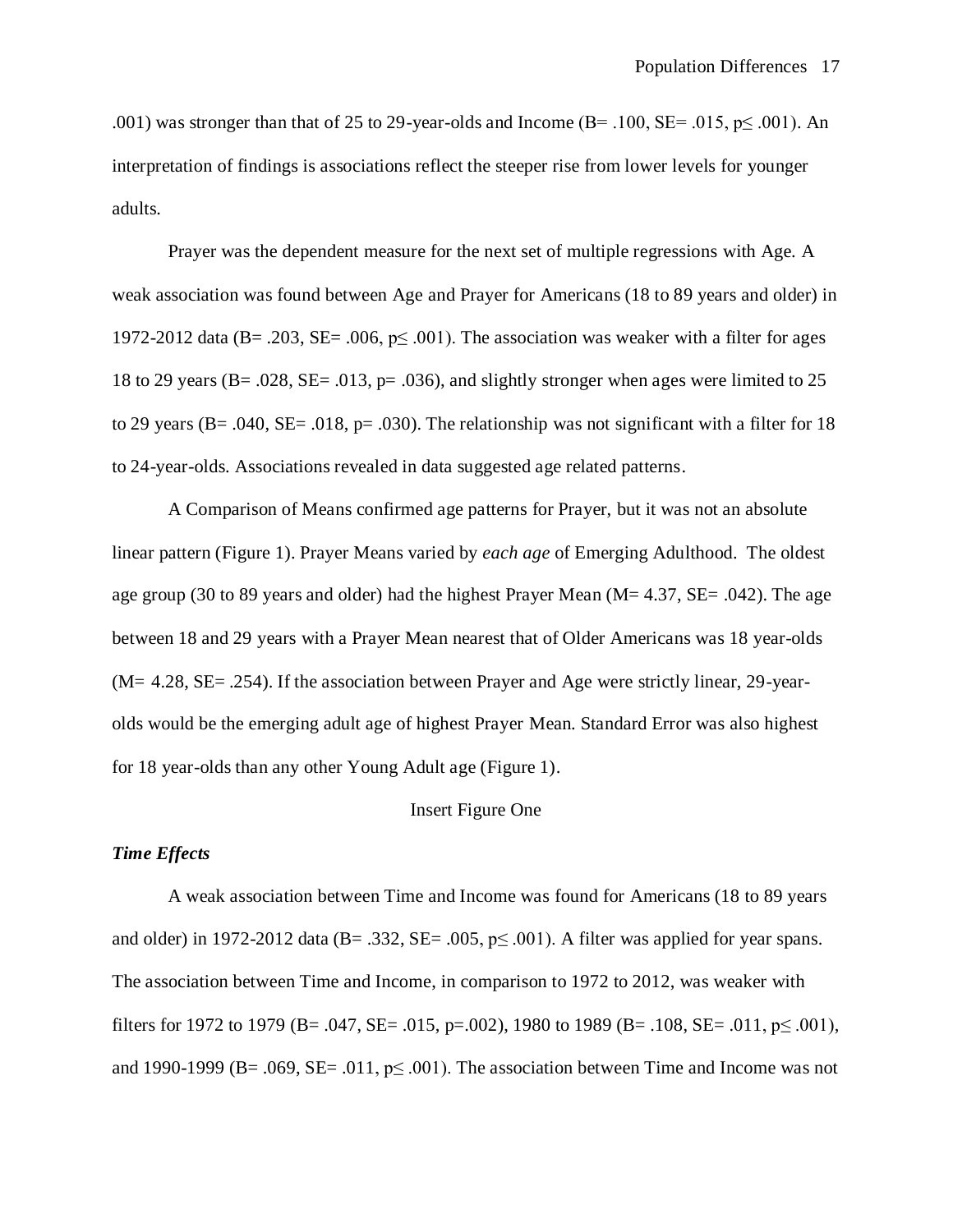.001) was stronger than that of 25 to 29-year-olds and Income ($B= .100$, $SE= .015$, $p \leq .001$). An interpretation of findings is associations reflect the steeper rise from lower levels for younger adults.

Prayer was the dependent measure for the next set of multiple regressions with Age. A weak association was found between Age and Prayer for Americans (18 to 89 years and older) in 1972-2012 data ($B= .203$, $SE= .006$, $p \leq .001$). The association was weaker with a filter for ages 18 to 29 years ($B= .028$, $SE= .013$, $p= .036$), and slightly stronger when ages were limited to 25 to 29 years ($B= .040$, $SE= .018$, $p= .030$). The relationship was not significant with a filter for 18 to 24-year-olds. Associations revealed in data suggested age related patterns.

A Comparison of Means confirmed age patterns for Prayer, but it was not an absolute linear pattern (Figure 1). Prayer Means varied by *each age* of Emerging Adulthood. The oldest age group (30 to 89 years and older) had the highest Prayer Mean ($M= 4.37$, $SE= .042$). The age between 18 and 29 years with a Prayer Mean nearest that of Older Americans was 18 year-olds ($M= 4.28$, $SE= .254$). If the association between Prayer and Age were strictly linear, 29-year-olds would be the emerging adult age of highest Prayer Mean. Standard Error was also highest for 18 year-olds than any other Young Adult age (Figure 1).

Insert Figure One

***Time Effects***

A weak association between Time and Income was found for Americans (18 to 89 years and older) in 1972-2012 data ($B= .332$, $SE= .005$, $p \leq .001$). A filter was applied for year spans. The association between Time and Income, in comparison to 1972 to 2012, was weaker with filters for 1972 to 1979 ($B= .047$, $SE= .015$, $p=.002$), 1980 to 1989 ($B= .108$, $SE= .011$, $p \leq .001$), and 1990-1999 ($B= .069$, $SE= .011$, $p \leq .001$). The association between Time and Income was not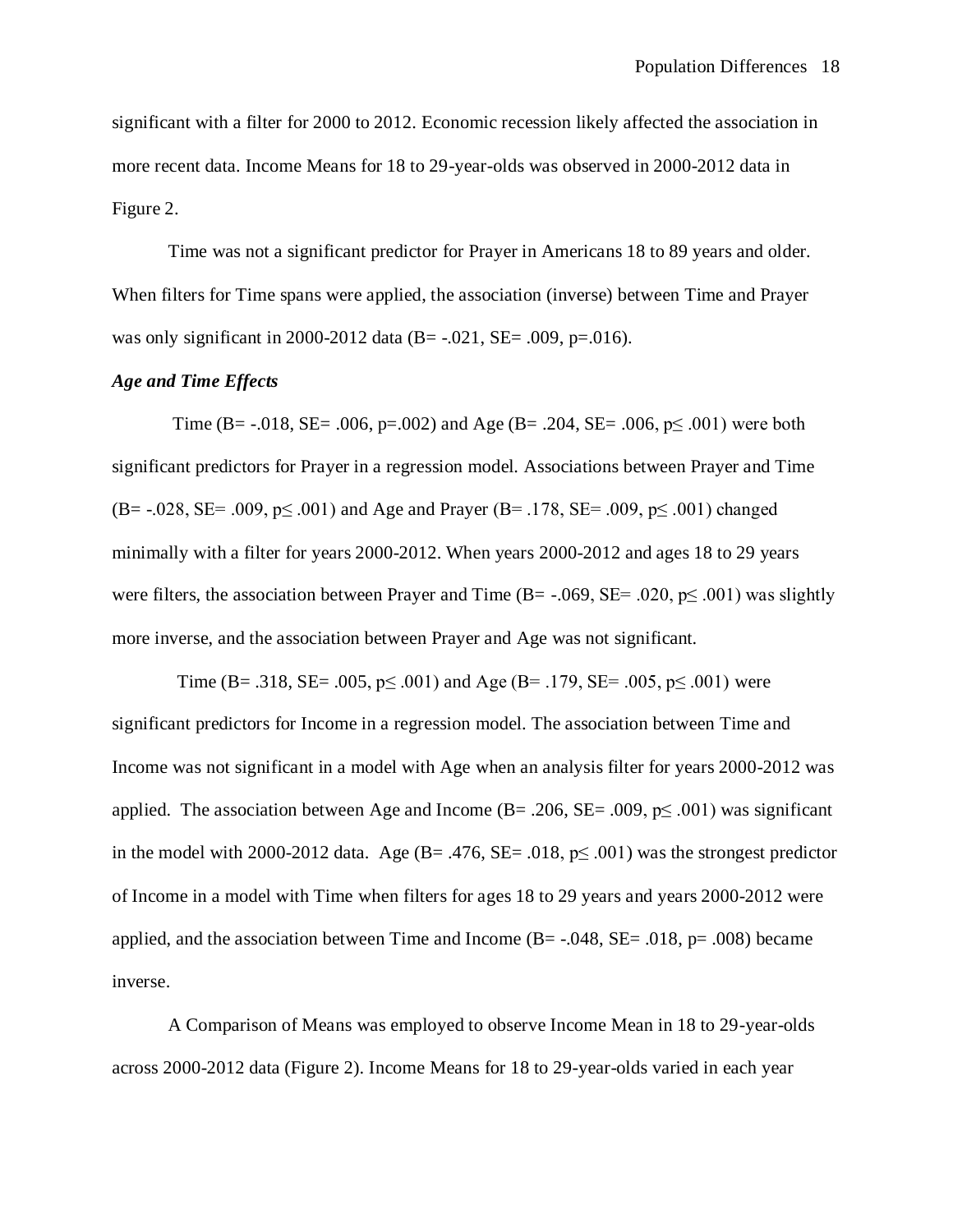significant with a filter for 2000 to 2012. Economic recession likely affected the association in more recent data. Income Means for 18 to 29-year-olds was observed in 2000-2012 data in Figure 2.

Time was not a significant predictor for Prayer in Americans 18 to 89 years and older. When filters for Time spans were applied, the association (inverse) between Time and Prayer was only significant in 2000-2012 data ($B = -.021$, $SE = .009$, $p = .016$).

### *Age and Time Effects*

Time ($B = -.018$, $SE = .006$, $p = .002$) and Age ($B = .204$, $SE = .006$, $p \leq .001$) were both significant predictors for Prayer in a regression model. Associations between Prayer and Time ($B = -.028$, $SE = .009$, $p \leq .001$) and Age and Prayer ($B = .178$, $SE = .009$, $p \leq .001$) changed minimally with a filter for years 2000-2012. When years 2000-2012 and ages 18 to 29 years were filters, the association between Prayer and Time ($B = -.069$, $SE = .020$, $p \leq .001$) was slightly more inverse, and the association between Prayer and Age was not significant.

Time ($B = .318$, $SE = .005$, $p \leq .001$) and Age ($B = .179$, $SE = .005$, $p \leq .001$) were significant predictors for Income in a regression model. The association between Time and Income was not significant in a model with Age when an analysis filter for years 2000-2012 was applied. The association between Age and Income ($B = .206$, $SE = .009$, $p \leq .001$) was significant in the model with 2000-2012 data. Age ($B = .476$, $SE = .018$, $p \leq .001$) was the strongest predictor of Income in a model with Time when filters for ages 18 to 29 years and years 2000-2012 were applied, and the association between Time and Income ($B = -.048$, $SE = .018$, $p = .008$) became inverse.

A Comparison of Means was employed to observe Income Mean in 18 to 29-year-olds across 2000-2012 data (Figure 2). Income Means for 18 to 29-year-olds varied in each year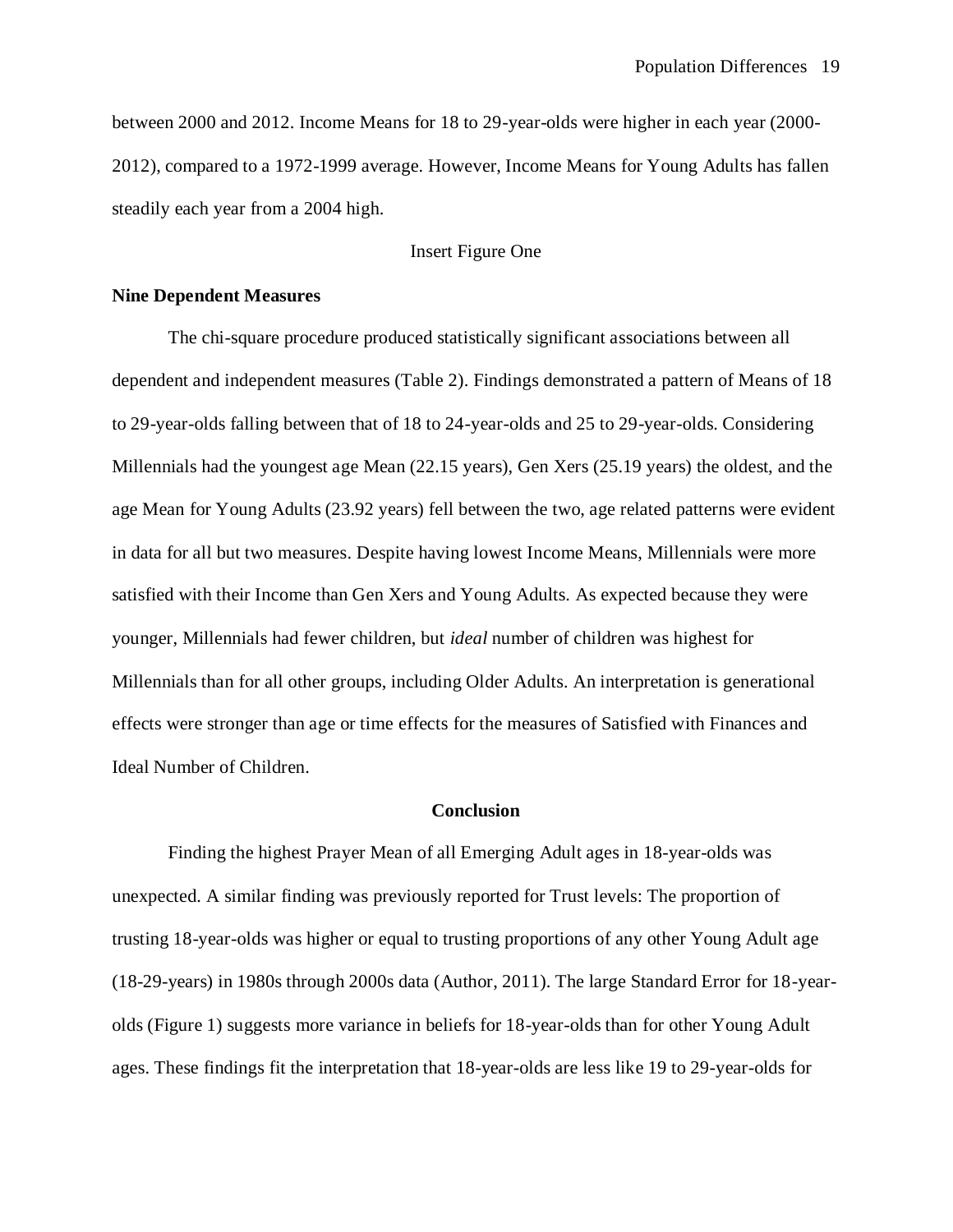between 2000 and 2012. Income Means for 18 to 29-year-olds were higher in each year (2000-2012), compared to a 1972-1999 average. However, Income Means for Young Adults has fallen steadily each year from a 2004 high.

Insert Figure One

**Nine Dependent Measures**

The chi-square procedure produced statistically significant associations between all dependent and independent measures (Table 2). Findings demonstrated a pattern of Means of 18 to 29-year-olds falling between that of 18 to 24-year-olds and 25 to 29-year-olds. Considering Millennials had the youngest age Mean (22.15 years), Gen Xers (25.19 years) the oldest, and the age Mean for Young Adults (23.92 years) fell between the two, age related patterns were evident in data for all but two measures. Despite having lowest Income Means, Millennials were more satisfied with their Income than Gen Xers and Young Adults. As expected because they were younger, Millennials had fewer children, but *ideal* number of children was highest for Millennials than for all other groups, including Older Adults. An interpretation is generational effects were stronger than age or time effects for the measures of Satisfied with Finances and Ideal Number of Children.

## Conclusion

Finding the highest Prayer Mean of all Emerging Adult ages in 18-year-olds was unexpected. A similar finding was previously reported for Trust levels: The proportion of trusting 18-year-olds was higher or equal to trusting proportions of any other Young Adult age (18-29-years) in 1980s through 2000s data (Author, 2011). The large Standard Error for 18-year-olds (Figure 1) suggests more variance in beliefs for 18-year-olds than for other Young Adult ages. These findings fit the interpretation that 18-year-olds are less like 19 to 29-year-olds for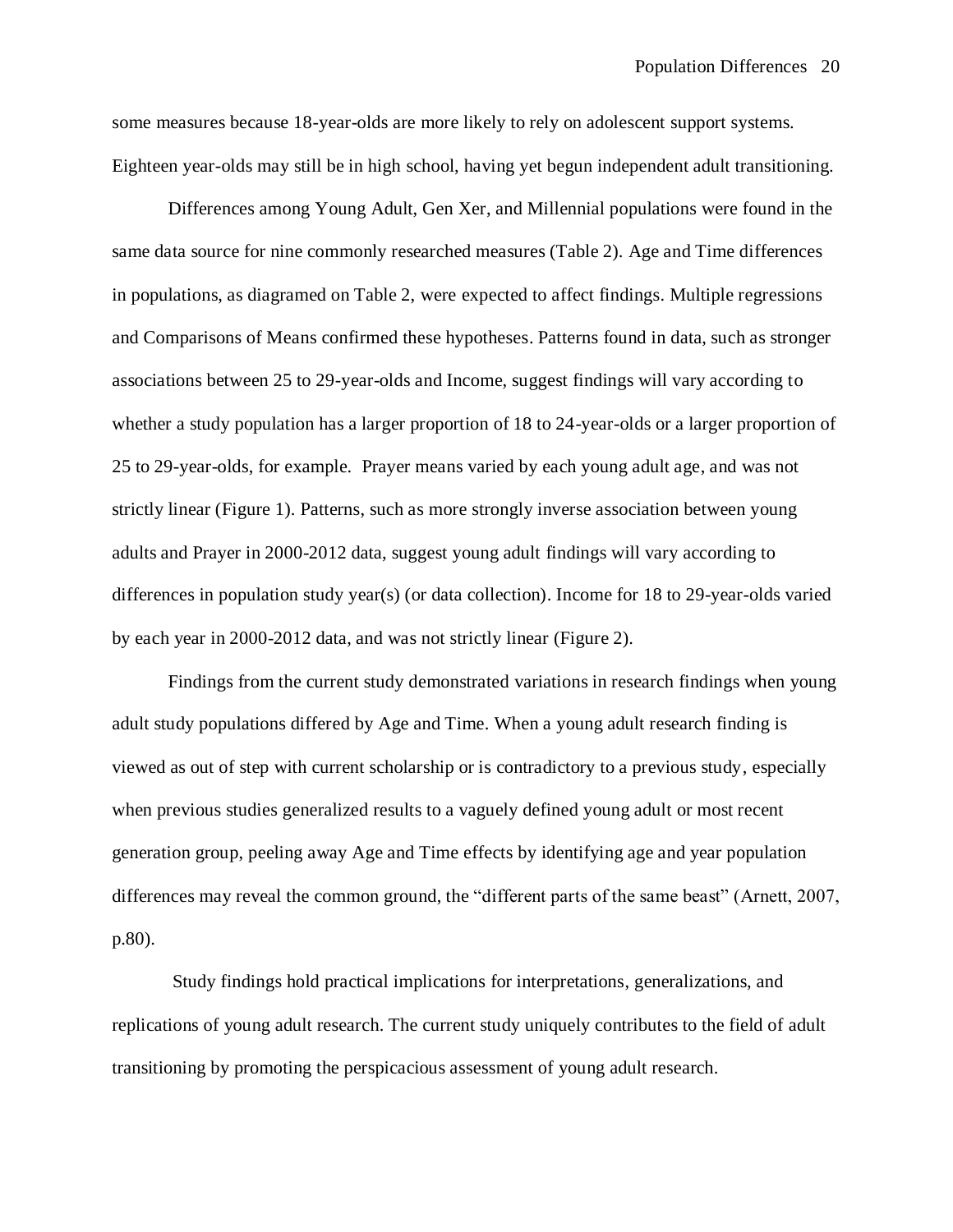some measures because 18-year-olds are more likely to rely on adolescent support systems. Eighteen year-olds may still be in high school, having yet begun independent adult transitioning.

Differences among Young Adult, Gen Xer, and Millennial populations were found in the same data source for nine commonly researched measures (Table 2). Age and Time differences in populations, as diagramed on Table 2, were expected to affect findings. Multiple regressions and Comparisons of Means confirmed these hypotheses. Patterns found in data, such as stronger associations between 25 to 29-year-olds and Income, suggest findings will vary according to whether a study population has a larger proportion of 18 to 24-year-olds or a larger proportion of 25 to 29-year-olds, for example. Prayer means varied by each young adult age, and was not strictly linear (Figure 1). Patterns, such as more strongly inverse association between young adults and Prayer in 2000-2012 data, suggest young adult findings will vary according to differences in population study year(s) (or data collection). Income for 18 to 29-year-olds varied by each year in 2000-2012 data, and was not strictly linear (Figure 2).

Findings from the current study demonstrated variations in research findings when young adult study populations differed by Age and Time. When a young adult research finding is viewed as out of step with current scholarship or is contradictory to a previous study, especially when previous studies generalized results to a vaguely defined young adult or most recent generation group, peeling away Age and Time effects by identifying age and year population differences may reveal the common ground, the "different parts of the same beast" (Arnett, 2007, p.80).

Study findings hold practical implications for interpretations, generalizations, and replications of young adult research. The current study uniquely contributes to the field of adult transitioning by promoting the perspicacious assessment of young adult research.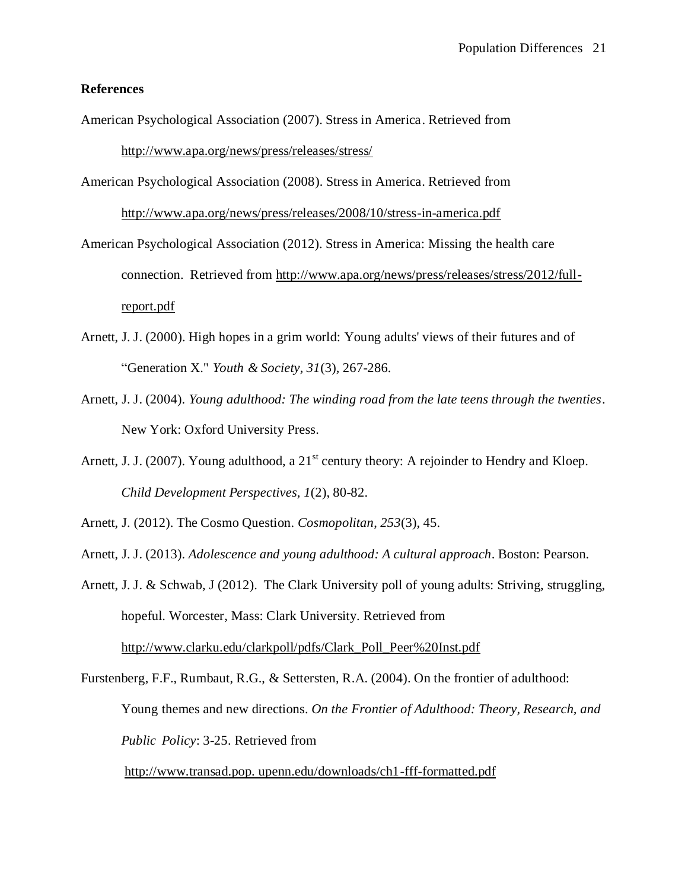**References**

American Psychological Association (2007). Stress in America. Retrieved from http://www.apa.org/news/press/releases/stress/

American Psychological Association (2008). Stress in America. Retrieved from http://www.apa.org/news/press/releases/2008/10/stress-in-america.pdf

American Psychological Association (2012). Stress in America: Missing the health care connection. Retrieved from http://www.apa.org/news/press/releases/stress/2012/full-report.pdf

Arnett, J. J. (2000). High hopes in a grim world: Young adults' views of their futures and of "Generation X." *Youth & Society, 31*(3), 267-286.

Arnett, J. J. (2004). *Young adulthood: The winding road from the late teens through the twenties*. New York: Oxford University Press.

Arnett, J. J. (2007). Young adulthood, a 21st century theory: A rejoinder to Hendry and Kloep. *Child Development Perspectives, 1*(2), 80-82.

Arnett, J. (2012). The Cosmo Question. *Cosmopolitan, 253*(3), 45.

Arnett, J. J. (2013). *Adolescence and young adulthood: A cultural approach*. Boston: Pearson.

Arnett, J. J. & Schwab, J (2012). The Clark University poll of young adults: Striving, struggling, hopeful. Worcester, Mass: Clark University. Retrieved from http://www.clarku.edu/clarkpoll/pdfs/Clark_Poll_Peer%20Inst.pdf

Furstenberg, F.F., Rumbaut, R.G., & Settersten, R.A. (2004). On the frontier of adulthood: Young themes and new directions. *On the Frontier of Adulthood: Theory, Research, and Public Policy*: 3-25. Retrieved from http://www.transad.pop. upenn.edu/downloads/ch1-fff-formatted.pdf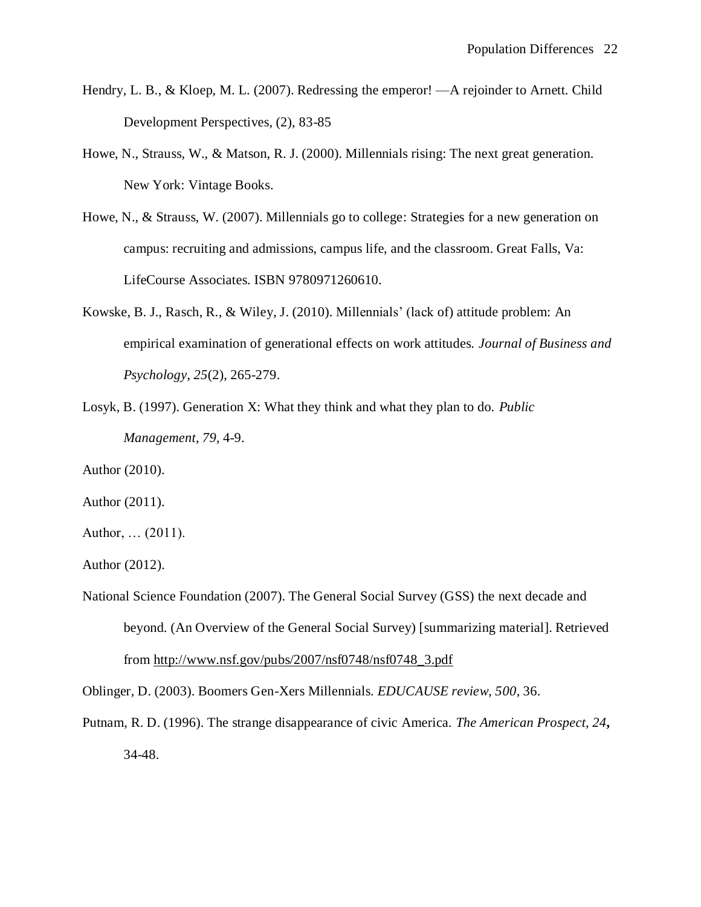Hendry, L. B., & Kloep, M. L. (2007). Redressing the emperor! —A rejoinder to Arnett. Child Development Perspectives, (2), 83-85

Howe, N., Strauss, W., & Matson, R. J. (2000). Millennials rising: The next great generation. New York: Vintage Books.

Howe, N., & Strauss, W. (2007). Millennials go to college: Strategies for a new generation on campus: recruiting and admissions, campus life, and the classroom. Great Falls, Va: LifeCourse Associates. ISBN 9780971260610.

Kowske, B. J., Rasch, R., & Wiley, J. (2010). Millennials' (lack of) attitude problem: An empirical examination of generational effects on work attitudes. *Journal of Business and Psychology*, *25*(2), 265-279.

Losyk, B. (1997). Generation X: What they think and what they plan to do. *Public Management*, *79*, 4-9.

Author (2010).

Author (2011).

Author, … (2011).

Author (2012).

National Science Foundation (2007). The General Social Survey (GSS) the next decade and beyond. (An Overview of the General Social Survey) [summarizing material]. Retrieved from http://www.nsf.gov/pubs/2007/nsf0748/nsf0748_3.pdf

Oblinger, D. (2003). Boomers Gen-Xers Millennials. *EDUCAUSE review, 500*, 36.

Putnam, R. D. (1996). The strange disappearance of civic America. *The American Prospect, 24***,** 34-48.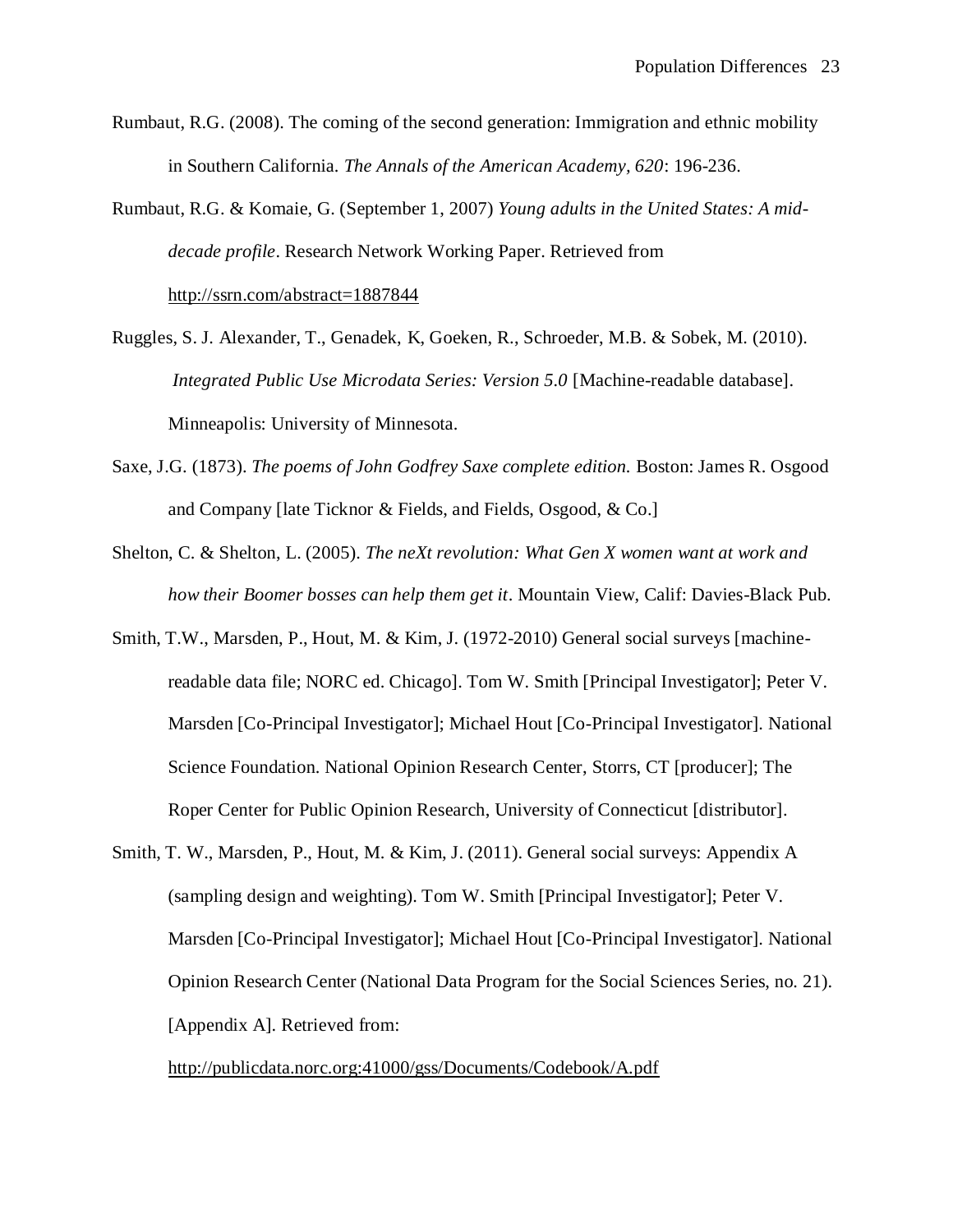Rumbaut, R.G. (2008). The coming of the second generation: Immigration and ethnic mobility in Southern California. *The Annals of the American Academy, 620*: 196-236.

Rumbaut, R.G. & Komaie, G. (September 1, 2007) *Young adults in the United States: A mid-decade profile*. Research Network Working Paper. Retrieved from http://ssrn.com/abstract=1887844

Ruggles, S. J. Alexander, T., Genadek, K, Goeken, R., Schroeder, M.B. & Sobek, M. (2010). *Integrated Public Use Microdata Series: Version 5.0* [Machine-readable database]. Minneapolis: University of Minnesota.

Saxe, J.G. (1873). *The poems of John Godfrey Saxe complete edition.* Boston: James R. Osgood and Company [late Ticknor & Fields, and Fields, Osgood, & Co.]

Shelton, C. & Shelton, L. (2005). *The neXt revolution: What Gen X women want at work and how their Boomer bosses can help them get it*. Mountain View, Calif: Davies-Black Pub.

Smith, T.W., Marsden, P., Hout, M. & Kim, J. (1972-2010) General social surveys [machine-readable data file; NORC ed. Chicago]. Tom W. Smith [Principal Investigator]; Peter V. Marsden [Co-Principal Investigator]; Michael Hout [Co-Principal Investigator]. National Science Foundation. National Opinion Research Center, Storrs, CT [producer]; The Roper Center for Public Opinion Research, University of Connecticut [distributor].

Smith, T. W., Marsden, P., Hout, M. & Kim, J. (2011). General social surveys: Appendix A (sampling design and weighting). Tom W. Smith [Principal Investigator]; Peter V. Marsden [Co-Principal Investigator]; Michael Hout [Co-Principal Investigator]. National Opinion Research Center (National Data Program for the Social Sciences Series, no. 21). [Appendix A]. Retrieved from: http://publicdata.norc.org:41000/gss/Documents/Codebook/A.pdf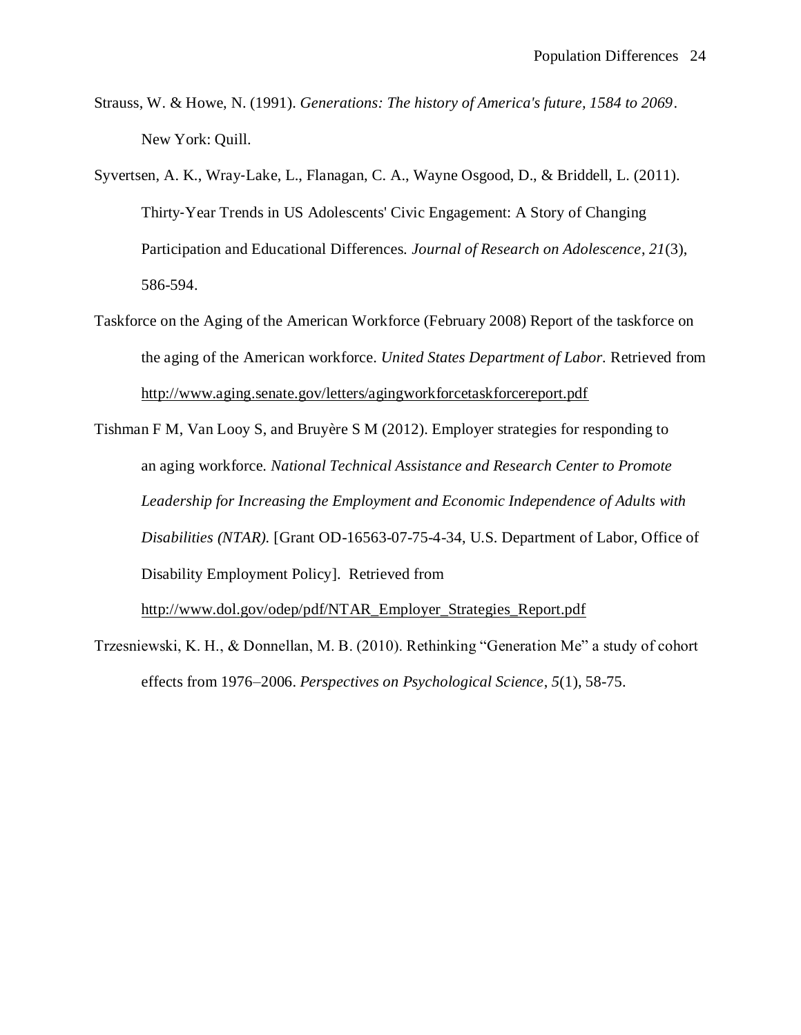Strauss, W. & Howe, N. (1991). *Generations: The history of America's future, 1584 to 2069*. New York: Quill.

Syvertsen, A. K., Wray-Lake, L., Flanagan, C. A., Wayne Osgood, D., & Briddell, L. (2011). Thirty-Year Trends in US Adolescents' Civic Engagement: A Story of Changing Participation and Educational Differences. *Journal of Research on Adolescence*, *21*(3), 586-594.

Taskforce on the Aging of the American Workforce (February 2008) Report of the taskforce on the aging of the American workforce. *United States Department of Labor.* Retrieved from http://www.aging.senate.gov/letters/agingworkforcetaskforcereport.pdf

Tishman F M, Van Looy S, and Bruyère S M (2012). Employer strategies for responding to an aging workforce. *National Technical Assistance and Research Center to Promote Leadership for Increasing the Employment and Economic Independence of Adults with Disabilities (NTAR).* [Grant OD-16563-07-75-4-34, U.S. Department of Labor, Office of Disability Employment Policy]. Retrieved from http://www.dol.gov/odep/pdf/NTAR_Employer_Strategies_Report.pdf

Trzesniewski, K. H., & Donnellan, M. B. (2010). Rethinking "Generation Me" a study of cohort effects from 1976–2006. *Perspectives on Psychological Science*, *5*(1), 58-75.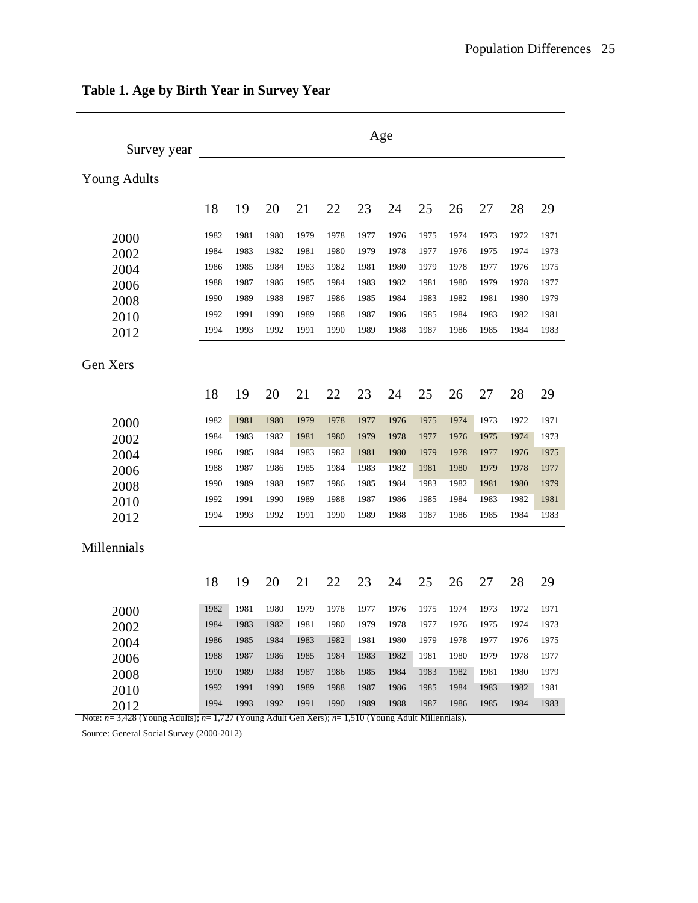**Table 1. Age by Birth Year in Survey Year**

| Survey year | Age | | | | | | | | | | | |
|---|---|---|---|---|---|---|---|---|---|---|---|---|
| **Young Adults** | | | | | | | | | | | | |
| | 18 | 19 | 20 | 21 | 22 | 23 | 24 | 25 | 26 | 27 | 28 | 29 |
| 2000 | 1982 | 1981 | 1980 | 1979 | 1978 | 1977 | 1976 | 1975 | 1974 | 1973 | 1972 | 1971 |
| 2002 | 1984 | 1983 | 1982 | 1981 | 1980 | 1979 | 1978 | 1977 | 1976 | 1975 | 1974 | 1973 |
| 2004 | 1986 | 1985 | 1984 | 1983 | 1982 | 1981 | 1980 | 1979 | 1978 | 1977 | 1976 | 1975 |
| 2006 | 1988 | 1987 | 1986 | 1985 | 1984 | 1983 | 1982 | 1981 | 1980 | 1979 | 1978 | 1977 |
| 2008 | 1990 | 1989 | 1988 | 1987 | 1986 | 1985 | 1984 | 1983 | 1982 | 1981 | 1980 | 1979 |
| 2010 | 1992 | 1991 | 1990 | 1989 | 1988 | 1987 | 1986 | 1985 | 1984 | 1983 | 1982 | 1981 |
| 2012 | 1994 | 1993 | 1992 | 1991 | 1990 | 1989 | 1988 | 1987 | 1986 | 1985 | 1984 | 1983 |
| **Gen Xers** | | | | | | | | | | | | |
| | 18 | 19 | 20 | 21 | 22 | 23 | 24 | 25 | 26 | 27 | 28 | 29 |
| 2000 | 1982 | 1981 | 1980 | 1979 | 1978 | 1977 | 1976 | 1975 | 1974 | 1973 | 1972 | 1971 |
| 2002 | 1984 | 1983 | 1982 | 1981 | 1980 | 1979 | 1978 | 1977 | 1976 | 1975 | 1974 | 1973 |
| 2004 | 1986 | 1985 | 1984 | 1983 | 1982 | 1981 | 1980 | 1979 | 1978 | 1977 | 1976 | 1975 |
| 2006 | 1988 | 1987 | 1986 | 1985 | 1984 | 1983 | 1982 | 1981 | 1980 | 1979 | 1978 | 1977 |
| 2008 | 1990 | 1989 | 1988 | 1987 | 1986 | 1985 | 1984 | 1983 | 1982 | 1981 | 1980 | 1979 |
| 2010 | 1992 | 1991 | 1990 | 1989 | 1988 | 1987 | 1986 | 1985 | 1984 | 1983 | 1982 | 1981 |
| 2012 | 1994 | 1993 | 1992 | 1991 | 1990 | 1989 | 1988 | 1987 | 1986 | 1985 | 1984 | 1983 |
| **Millennials** | | | | | | | | | | | | |
| | 18 | 19 | 20 | 21 | 22 | 23 | 24 | 25 | 26 | 27 | 28 | 29 |
| 2000 | 1982 | 1981 | 1980 | 1979 | 1978 | 1977 | 1976 | 1975 | 1974 | 1973 | 1972 | 1971 |
| 2002 | 1984 | 1983 | 1982 | 1981 | 1980 | 1979 | 1978 | 1977 | 1976 | 1975 | 1974 | 1973 |
| 2004 | 1986 | 1985 | 1984 | 1983 | 1982 | 1981 | 1980 | 1979 | 1978 | 1977 | 1976 | 1975 |
| 2006 | 1988 | 1987 | 1986 | 1985 | 1984 | 1983 | 1982 | 1981 | 1980 | 1979 | 1978 | 1977 |
| 2008 | 1990 | 1989 | 1988 | 1987 | 1986 | 1985 | 1984 | 1983 | 1982 | 1981 | 1980 | 1979 |
| 2010 | 1992 | 1991 | 1990 | 1989 | 1988 | 1987 | 1986 | 1985 | 1984 | 1983 | 1982 | 1981 |
| 2012 | 1994 | 1993 | 1992 | 1991 | 1990 | 1989 | 1988 | 1987 | 1986 | 1985 | 1984 | 1983 |

Note: *n*= 3,428 (Young Adults); *n*= 1,727 (Young Adult Gen Xers); *n*= 1,510 (Young Adult Millennials).

Source: General Social Survey (2000-2012)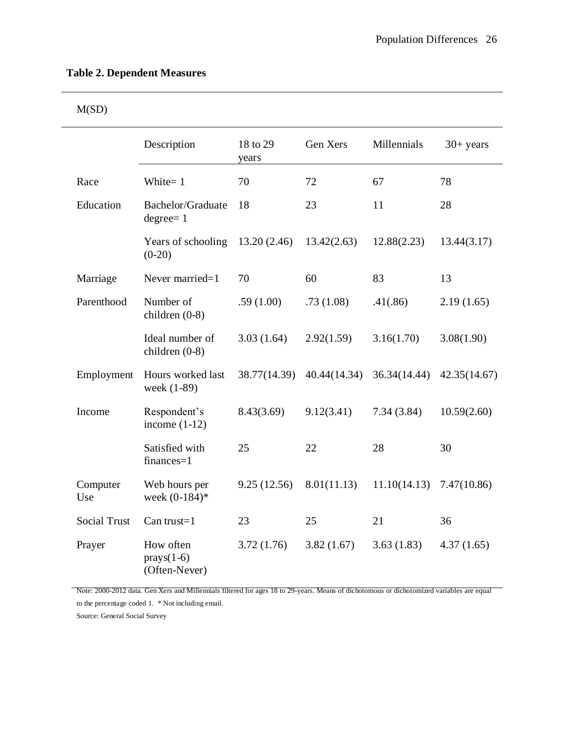**Table 2. Dependent Measures**

M(SD)

| | Description | 18 to 29 years | Gen Xers | Millennials | 30+ years |
|---|---|---|---|---|---|
| Race | White= 1 | 70 | 72 | 67 | 78 |
| Education | Bachelor/Graduate degree= 1 | 18 | 23 | 11 | 28 |
| | Years of schooling (0-20) | 13.20 (2.46) | 13.42(2.63) | 12.88(2.23) | 13.44(3.17) |
| Marriage | Never married=1 | 70 | 60 | 83 | 13 |
| Parenthood | Number of children (0-8) | .59 (1.00) | .73 (1.08) | .41(.86) | 2.19 (1.65) |
| | Ideal number of children (0-8) | 3.03 (1.64) | 2.92(1.59) | 3.16(1.70) | 3.08(1.90) |
| Employment | Hours worked last week (1-89) | 38.77(14.39) | 40.44(14.34) | 36.34(14.44) | 42.35(14.67) |
| Income | Respondent's income (1-12) | 8.43(3.69) | 9.12(3.41) | 7.34 (3.84) | 10.59(2.60) |
| | Satisfied with finances=1 | 25 | 22 | 28 | 30 |
| Computer Use | Web hours per week (0-184)* | 9.25 (12.56) | 8.01(11.13) | 11.10(14.13) | 7.47(10.86) |
| Social Trust | Can trust=1 | 23 | 25 | 21 | 36 |
| Prayer | How often prays(1-6) (Often-Never) | 3.72 (1.76) | 3.82 (1.67) | 3.63 (1.83) | 4.37 (1.65) |

Note: 2000-2012 data. Gen Xers and Millennials filtered for ages 18 to 29-years. Means of dichotomous or dichotomized variables are equal to the percentage coded 1. * Not including email.

Source: General Social Survey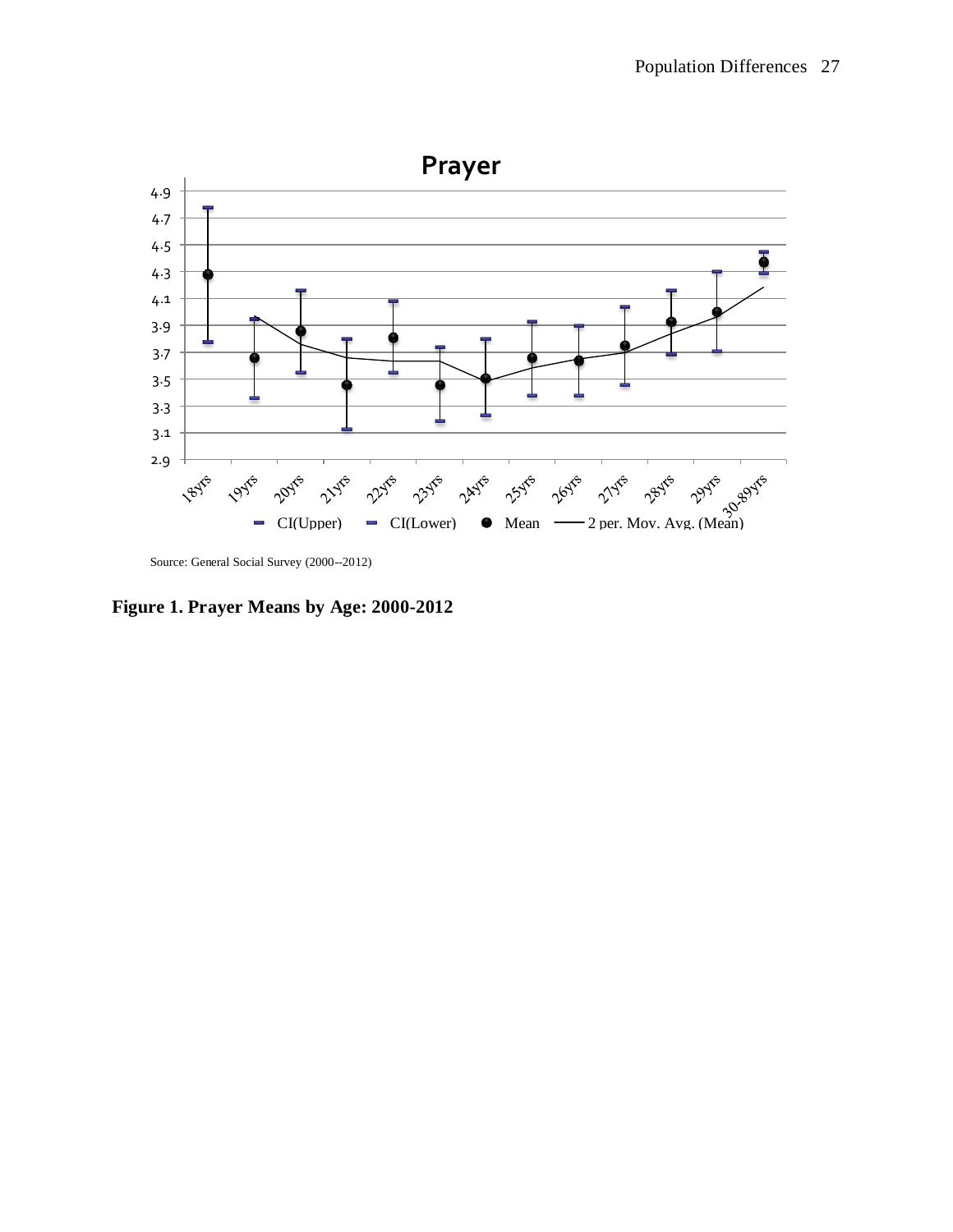Source: General Social Survey (2000--2012)

**Figure 1. Prayer Means by Age: 2000-2012**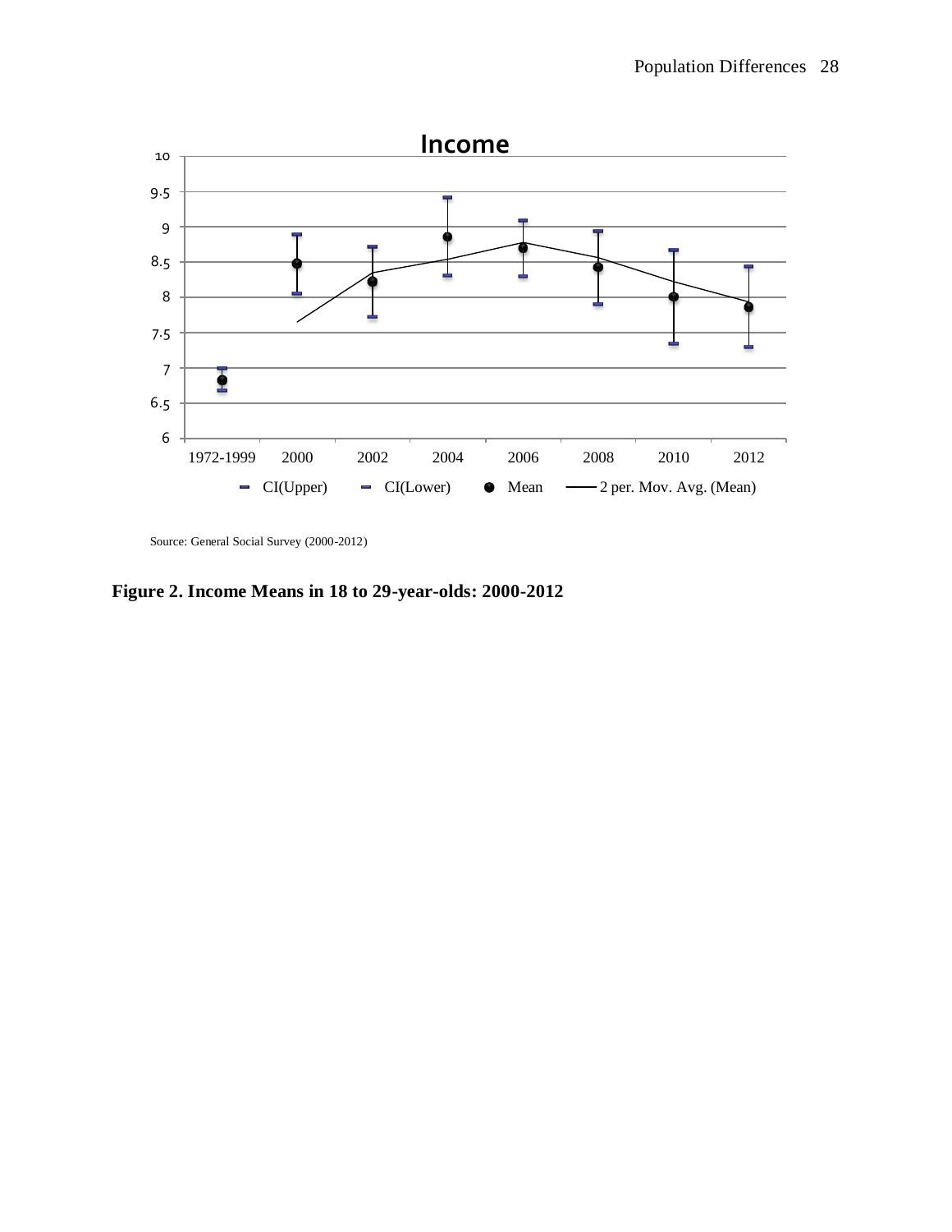Income

10
9.5
9
8.5
8
7.5
7
6.5
6

1972-1999 2000 2002 2004 2006 2008 2010 2012

CI(Upper) CI(Lower) Mean 2 per. Mov. Avg. (Mean)

Source: General Social Survey (2000-2012)

**Figure 2. Income Means in 18 to 29-year-olds: 2000-2012**